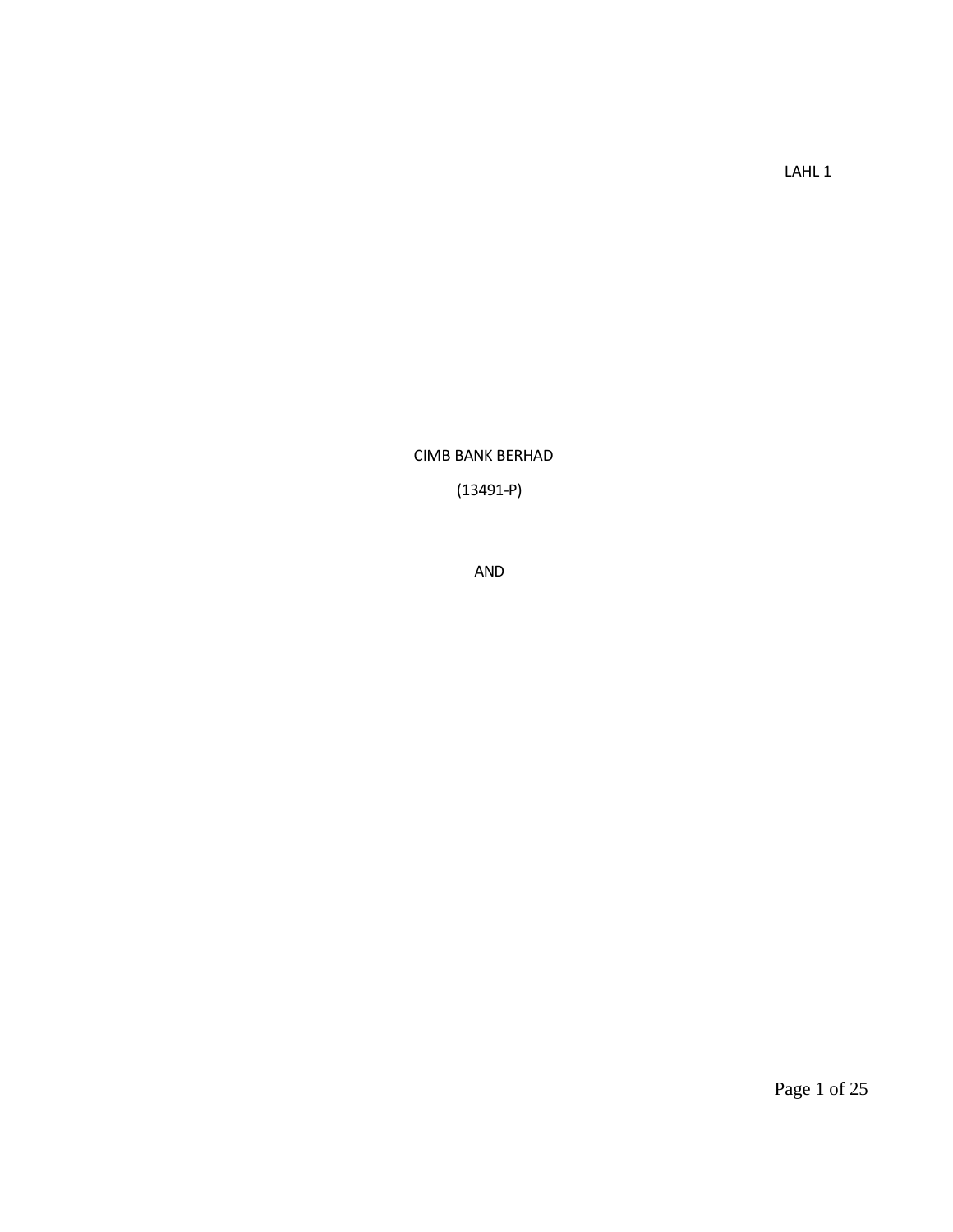LAHL 1

CIMB BANK BERHAD

(13491-P)

AND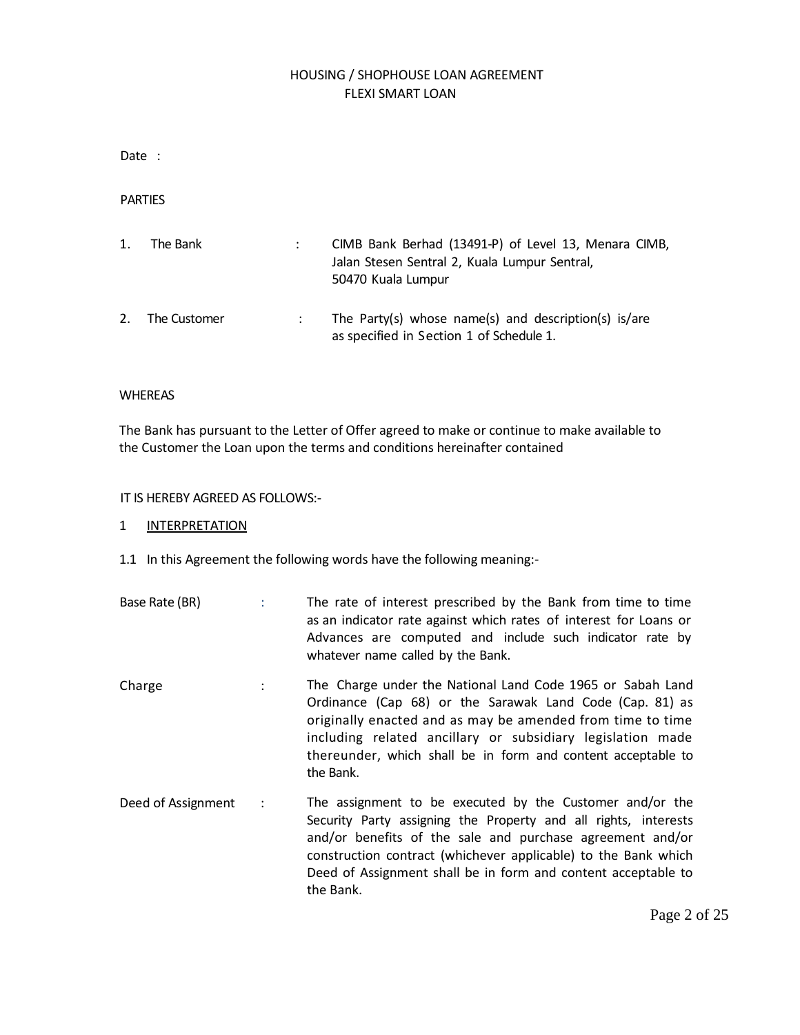# HOUSING / SHOPHOUSE LOAN AGREEMENT
## FLEXI SMART LOAN

Date :

PARTIES

| | | | |
|---|---|---|---|
| 1. | The Bank | : | CIMB Bank Berhad (13491-P) of Level 13, Menara CIMB, Jalan Stesen Sentral 2, Kuala Lumpur Sentral, 50470 Kuala Lumpur |
| 2. | The Customer | : | The Party(s) whose name(s) and description(s) is/are as specified in Section 1 of Schedule 1. |

WHEREAS

The Bank has pursuant to the Letter of Offer agreed to make or continue to make available to the Customer the Loan upon the terms and conditions hereinafter contained

IT IS HEREBY AGREED AS FOLLOWS:-

1 <u>INTERPRETATION</u>

1.1 In this Agreement the following words have the following meaning:-

| | | |
|---|---|---|
| Base Rate (BR) | : | The rate of interest prescribed by the Bank from time to time as an indicator rate against which rates of interest for Loans or Advances are computed and include such indicator rate by whatever name called by the Bank. |
| Charge | : | The Charge under the National Land Code 1965 or Sabah Land Ordinance (Cap 68) or the Sarawak Land Code (Cap. 81) as originally enacted and as may be amended from time to time including related ancillary or subsidiary legislation made thereunder, which shall be in form and content acceptable to the Bank. |
| Deed of Assignment | : | The assignment to be executed by the Customer and/or the Security Party assigning the Property and all rights, interests and/or benefits of the sale and purchase agreement and/or construction contract (whichever applicable) to the Bank which Deed of Assignment shall be in form and content acceptable to the Bank. |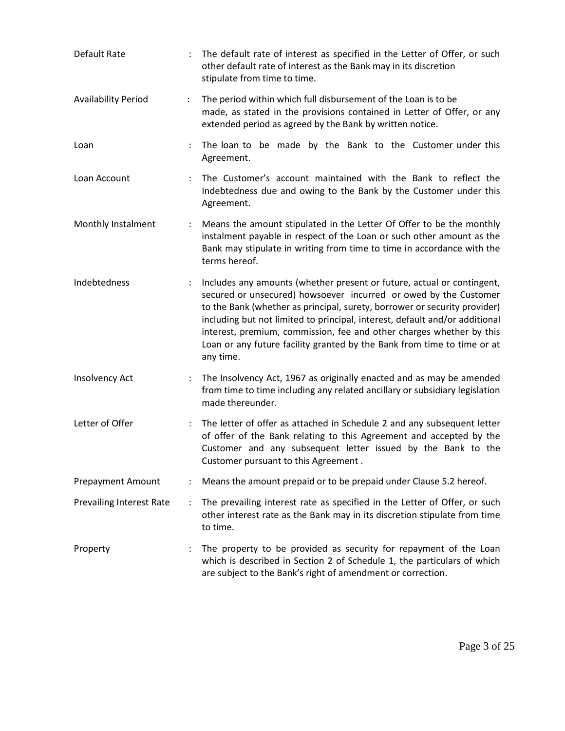| | | |
|---|---|---|
| Default Rate | : | The default rate of interest as specified in the Letter of Offer, or such other default rate of interest as the Bank may in its discretion stipulate from time to time. |
| Availability Period | : | The period within which full disbursement of the Loan is to be made, as stated in the provisions contained in Letter of Offer, or any extended period as agreed by the Bank by written notice. |
| Loan | : | The loan to be made by the Bank to the Customer under this Agreement. |
| Loan Account | : | The Customer's account maintained with the Bank to reflect the Indebtedness due and owing to the Bank by the Customer under this Agreement. |
| Monthly Instalment | : | Means the amount stipulated in the Letter Of Offer to be the monthly instalment payable in respect of the Loan or such other amount as the Bank may stipulate in writing from time to time in accordance with the terms hereof. |
| Indebtedness | : | Includes any amounts (whether present or future, actual or contingent, secured or unsecured) howsoever incurred or owed by the Customer to the Bank (whether as principal, surety, borrower or security provider) including but not limited to principal, interest, default and/or additional interest, premium, commission, fee and other charges whether by this Loan or any future facility granted by the Bank from time to time or at any time. |
| Insolvency Act | : | The Insolvency Act, 1967 as originally enacted and as may be amended from time to time including any related ancillary or subsidiary legislation made thereunder. |
| Letter of Offer | : | The letter of offer as attached in Schedule 2 and any subsequent letter of offer of the Bank relating to this Agreement and accepted by the Customer and any subsequent letter issued by the Bank to the Customer pursuant to this Agreement . |
| Prepayment Amount | : | Means the amount prepaid or to be prepaid under Clause 5.2 hereof. |
| Prevailing Interest Rate | : | The prevailing interest rate as specified in the Letter of Offer, or such other interest rate as the Bank may in its discretion stipulate from time to time. |
| Property | : | The property to be provided as security for repayment of the Loan which is described in Section 2 of Schedule 1, the particulars of which are subject to the Bank's right of amendment or correction. |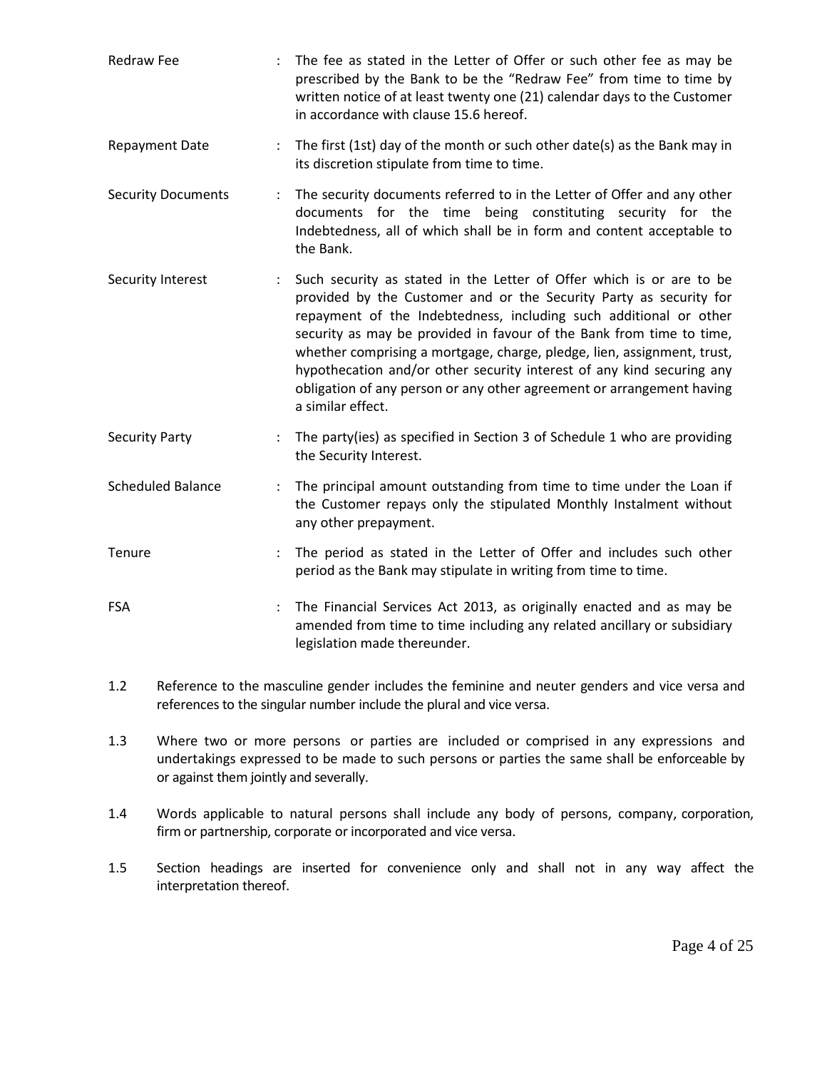| | | |
|---|---|---|
| Redraw Fee | : | The fee as stated in the Letter of Offer or such other fee as may be prescribed by the Bank to be the "Redraw Fee" from time to time by written notice of at least twenty one (21) calendar days to the Customer in accordance with clause 15.6 hereof. |
| Repayment Date | : | The first (1st) day of the month or such other date(s) as the Bank may in its discretion stipulate from time to time. |
| Security Documents | : | The security documents referred to in the Letter of Offer and any other documents for the time being constituting security for the Indebtedness, all of which shall be in form and content acceptable to the Bank. |
| Security Interest | : | Such security as stated in the Letter of Offer which is or are to be provided by the Customer and or the Security Party as security for repayment of the Indebtedness, including such additional or other security as may be provided in favour of the Bank from time to time, whether comprising a mortgage, charge, pledge, lien, assignment, trust, hypothecation and/or other security interest of any kind securing any obligation of any person or any other agreement or arrangement having a similar effect. |
| Security Party | : | The party(ies) as specified in Section 3 of Schedule 1 who are providing the Security Interest. |
| Scheduled Balance | : | The principal amount outstanding from time to time under the Loan if the Customer repays only the stipulated Monthly Instalment without any other prepayment. |
| Tenure | : | The period as stated in the Letter of Offer and includes such other period as the Bank may stipulate in writing from time to time. |
| FSA | : | The Financial Services Act 2013, as originally enacted and as may be amended from time to time including any related ancillary or subsidiary legislation made thereunder. |

1.2 Reference to the masculine gender includes the feminine and neuter genders and vice versa and references to the singular number include the plural and vice versa.

1.3 Where two or more persons or parties are included or comprised in any expressions and undertakings expressed to be made to such persons or parties the same shall be enforceable by or against them jointly and severally.

1.4 Words applicable to natural persons shall include any body of persons, company, corporation, firm or partnership, corporate or incorporated and vice versa.

1.5 Section headings are inserted for convenience only and shall not in any way affect the interpretation thereof.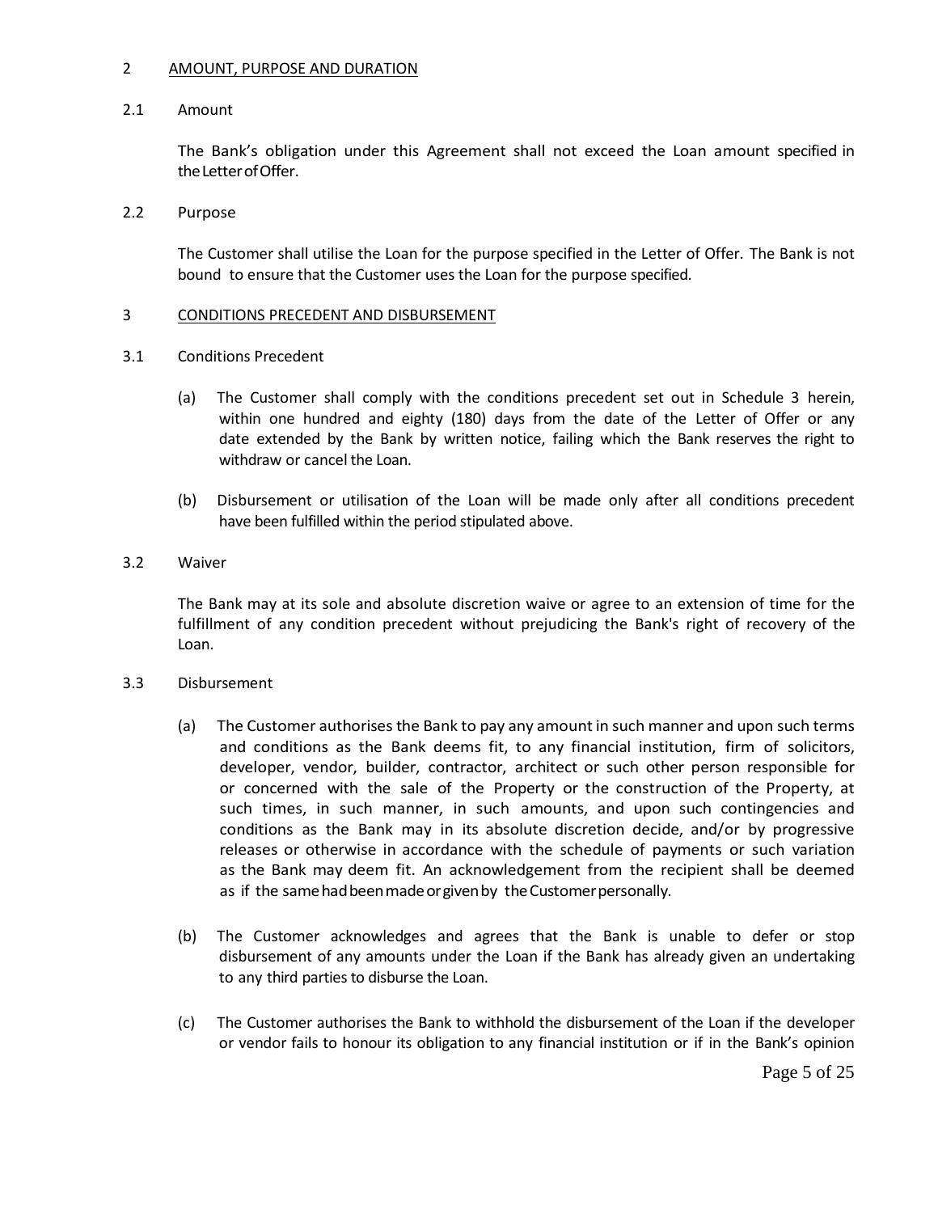## 2 AMOUNT, PURPOSE AND DURATION

### 2.1 Amount

The Bank's obligation under this Agreement shall not exceed the Loan amount specified in the Letter of Offer.

### 2.2 Purpose

The Customer shall utilise the Loan for the purpose specified in the Letter of Offer. The Bank is not bound to ensure that the Customer uses the Loan for the purpose specified.

## 3 CONDITIONS PRECEDENT AND DISBURSEMENT

### 3.1 Conditions Precedent

(a) The Customer shall comply with the conditions precedent set out in Schedule 3 herein, within one hundred and eighty (180) days from the date of the Letter of Offer or any date extended by the Bank by written notice, failing which the Bank reserves the right to withdraw or cancel the Loan.

(b) Disbursement or utilisation of the Loan will be made only after all conditions precedent have been fulfilled within the period stipulated above.

### 3.2 Waiver

The Bank may at its sole and absolute discretion waive or agree to an extension of time for the fulfillment of any condition precedent without prejudicing the Bank's right of recovery of the Loan.

### 3.3 Disbursement

(a) The Customer authorises the Bank to pay any amount in such manner and upon such terms and conditions as the Bank deems fit, to any financial institution, firm of solicitors, developer, vendor, builder, contractor, architect or such other person responsible for or concerned with the sale of the Property or the construction of the Property, at such times, in such manner, in such amounts, and upon such contingencies and conditions as the Bank may in its absolute discretion decide, and/or by progressive releases or otherwise in accordance with the schedule of payments or such variation as the Bank may deem fit. An acknowledgement from the recipient shall be deemed as if the same had been made or given by the Customer personally.

(b) The Customer acknowledges and agrees that the Bank is unable to defer or stop disbursement of any amounts under the Loan if the Bank has already given an undertaking to any third parties to disburse the Loan.

(c) The Customer authorises the Bank to withhold the disbursement of the Loan if the developer or vendor fails to honour its obligation to any financial institution or if in the Bank's opinion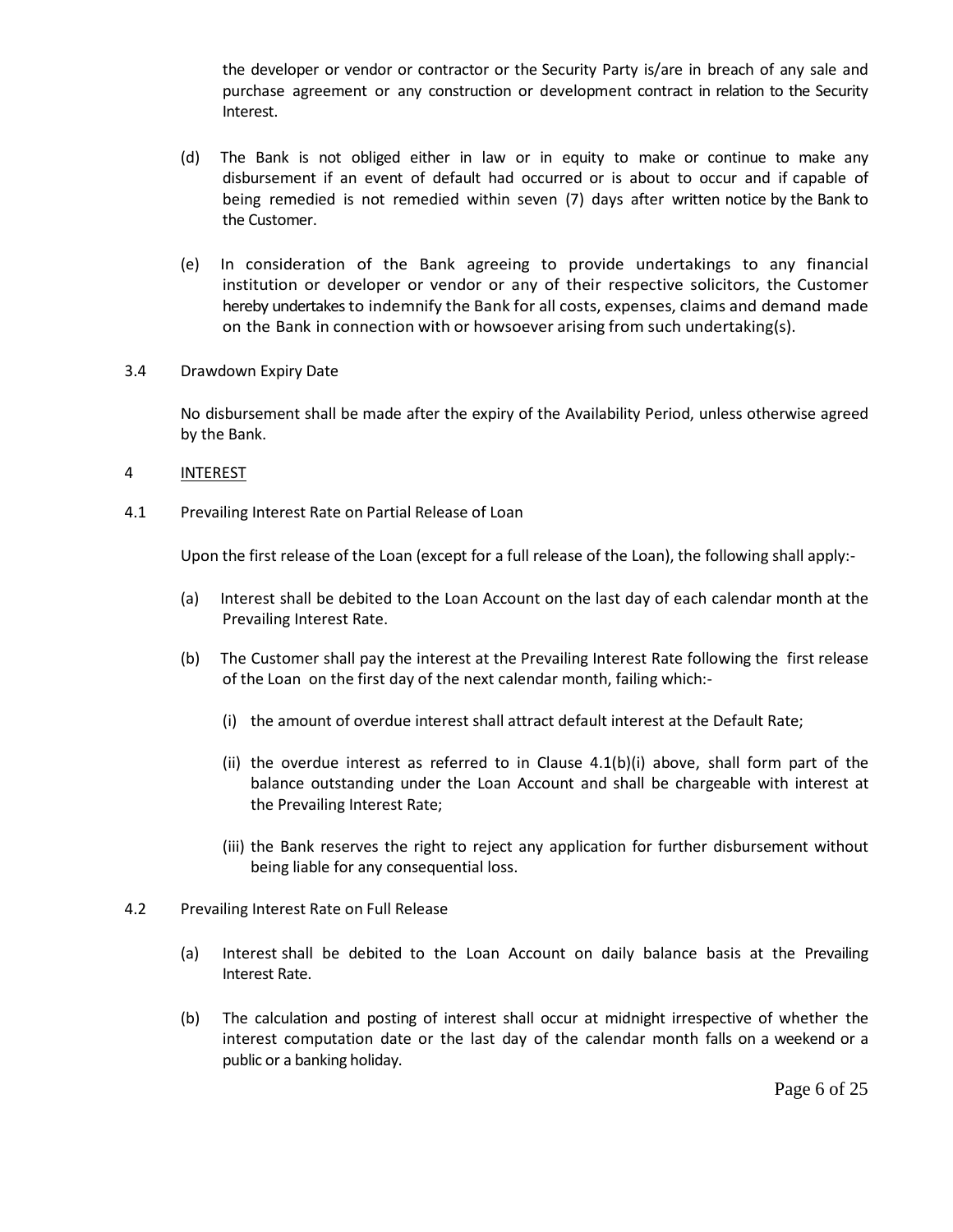the developer or vendor or contractor or the Security Party is/are in breach of any sale and purchase agreement or any construction or development contract in relation to the Security Interest.

(d) The Bank is not obliged either in law or in equity to make or continue to make any disbursement if an event of default had occurred or is about to occur and if capable of being remedied is not remedied within seven (7) days after written notice by the Bank to the Customer.

(e) In consideration of the Bank agreeing to provide undertakings to any financial institution or developer or vendor or any of their respective solicitors, the Customer hereby undertakes to indemnify the Bank for all costs, expenses, claims and demand made on the Bank in connection with or howsoever arising from such undertaking(s).

3.4 Drawdown Expiry Date

No disbursement shall be made after the expiry of the Availability Period, unless otherwise agreed by the Bank.

## 4 <u>INTEREST</u>

4.1 Prevailing Interest Rate on Partial Release of Loan

Upon the first release of the Loan (except for a full release of the Loan), the following shall apply:-

(a) Interest shall be debited to the Loan Account on the last day of each calendar month at the Prevailing Interest Rate.

(b) The Customer shall pay the interest at the Prevailing Interest Rate following the first release of the Loan on the first day of the next calendar month, failing which:-

(i) the amount of overdue interest shall attract default interest at the Default Rate;

(ii) the overdue interest as referred to in Clause 4.1(b)(i) above, shall form part of the balance outstanding under the Loan Account and shall be chargeable with interest at the Prevailing Interest Rate;

(iii) the Bank reserves the right to reject any application for further disbursement without being liable for any consequential loss.

4.2 Prevailing Interest Rate on Full Release

(a) Interest shall be debited to the Loan Account on daily balance basis at the Prevailing Interest Rate.

(b) The calculation and posting of interest shall occur at midnight irrespective of whether the interest computation date or the last day of the calendar month falls on a weekend or a public or a banking holiday.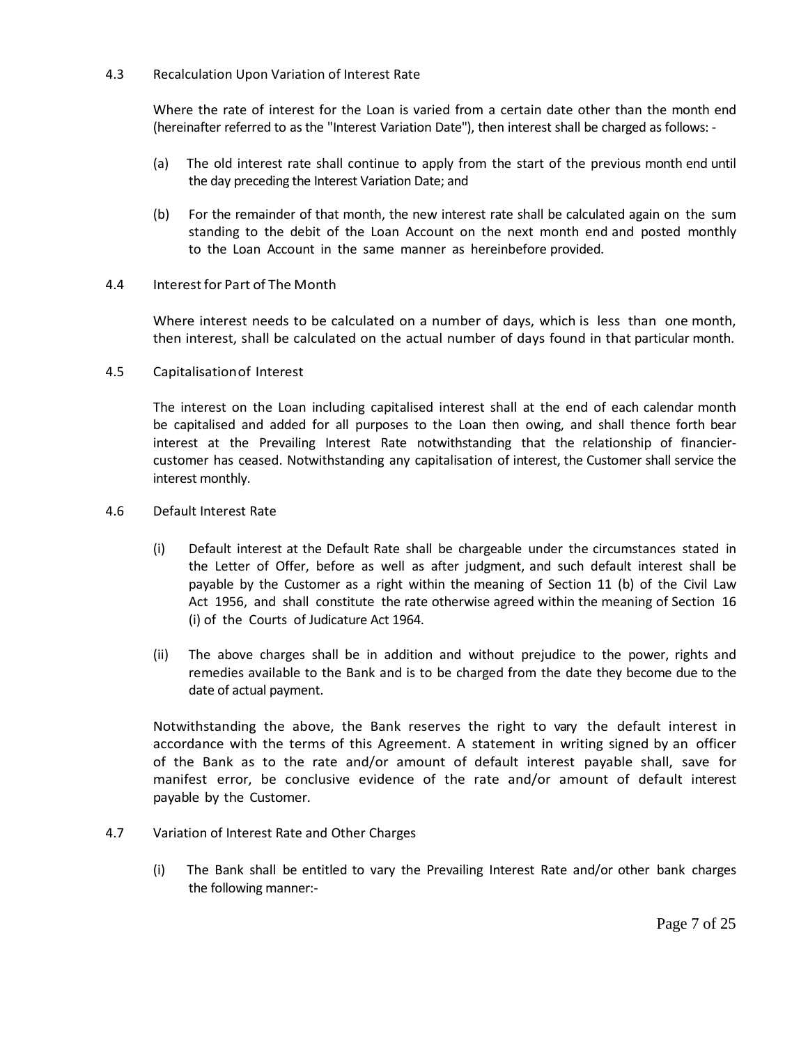### 4.3 Recalculation Upon Variation of Interest Rate

Where the rate of interest for the Loan is varied from a certain date other than the month end (hereinafter referred to as the "Interest Variation Date"), then interest shall be charged as follows: -

(a) The old interest rate shall continue to apply from the start of the previous month end until the day preceding the Interest Variation Date; and

(b) For the remainder of that month, the new interest rate shall be calculated again on the sum standing to the debit of the Loan Account on the next month end and posted monthly to the Loan Account in the same manner as hereinbefore provided.

### 4.4 Interest for Part of The Month

Where interest needs to be calculated on a number of days, which is less than one month, then interest, shall be calculated on the actual number of days found in that particular month.

### 4.5 Capitalisation of Interest

The interest on the Loan including capitalised interest shall at the end of each calendar month be capitalised and added for all purposes to the Loan then owing, and shall thence forth bear interest at the Prevailing Interest Rate notwithstanding that the relationship of financier-customer has ceased. Notwithstanding any capitalisation of interest, the Customer shall service the interest monthly.

### 4.6 Default Interest Rate

(i) Default interest at the Default Rate shall be chargeable under the circumstances stated in the Letter of Offer, before as well as after judgment, and such default interest shall be payable by the Customer as a right within the meaning of Section 11 (b) of the Civil Law Act 1956, and shall constitute the rate otherwise agreed within the meaning of Section 16 (i) of the Courts of Judicature Act 1964.

(ii) The above charges shall be in addition and without prejudice to the power, rights and remedies available to the Bank and is to be charged from the date they become due to the date of actual payment.

Notwithstanding the above, the Bank reserves the right to vary the default interest in accordance with the terms of this Agreement. A statement in writing signed by an officer of the Bank as to the rate and/or amount of default interest payable shall, save for manifest error, be conclusive evidence of the rate and/or amount of default interest payable by the Customer.

### 4.7 Variation of Interest Rate and Other Charges

(i) The Bank shall be entitled to vary the Prevailing Interest Rate and/or other bank charges the following manner:-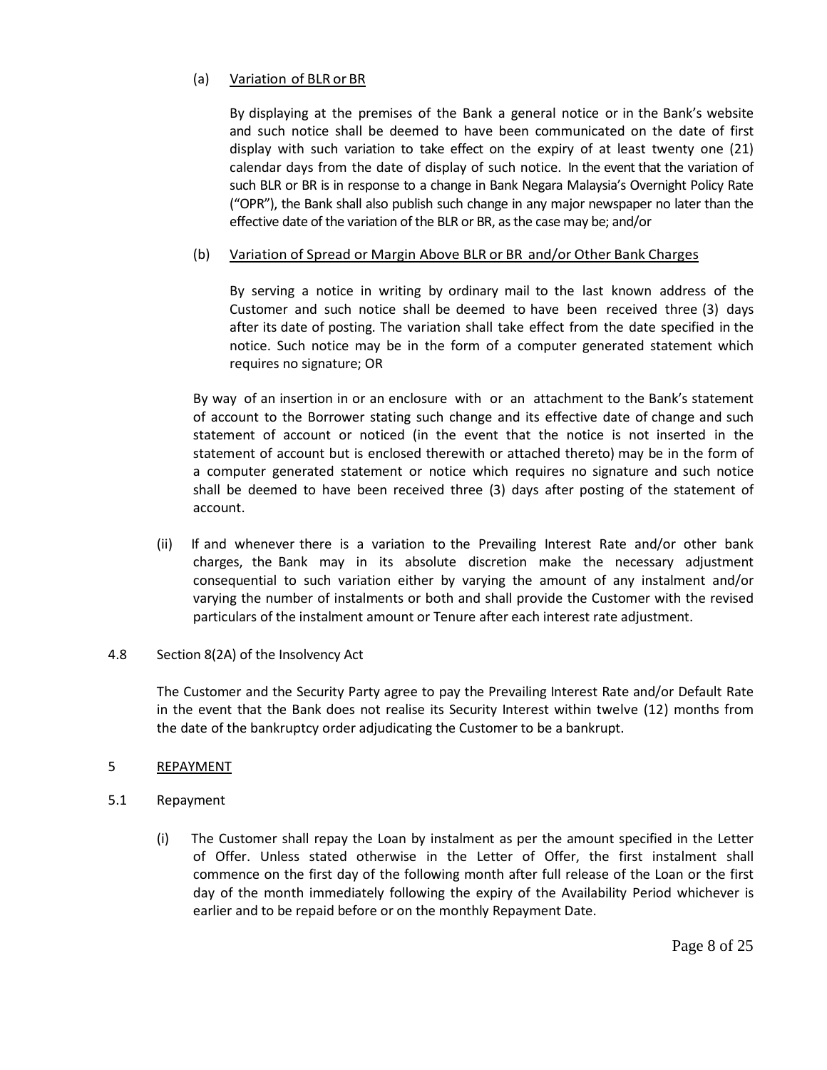(a) <u>Variation of BLR or BR</u>

By displaying at the premises of the Bank a general notice or in the Bank's website and such notice shall be deemed to have been communicated on the date of first display with such variation to take effect on the expiry of at least twenty one (21) calendar days from the date of display of such notice. In the event that the variation of such BLR or BR is in response to a change in Bank Negara Malaysia's Overnight Policy Rate ("OPR"), the Bank shall also publish such change in any major newspaper no later than the effective date of the variation of the BLR or BR, as the case may be; and/or

(b) <u>Variation of Spread or Margin Above BLR or BR and/or Other Bank Charges</u>

By serving a notice in writing by ordinary mail to the last known address of the Customer and such notice shall be deemed to have been received three (3) days after its date of posting. The variation shall take effect from the date specified in the notice. Such notice may be in the form of a computer generated statement which requires no signature; OR

By way of an insertion in or an enclosure with or an attachment to the Bank's statement of account to the Borrower stating such change and its effective date of change and such statement of account or noticed (in the event that the notice is not inserted in the statement of account but is enclosed therewith or attached thereto) may be in the form of a computer generated statement or notice which requires no signature and such notice shall be deemed to have been received three (3) days after posting of the statement of account.

(ii) If and whenever there is a variation to the Prevailing Interest Rate and/or other bank charges, the Bank may in its absolute discretion make the necessary adjustment consequential to such variation either by varying the amount of any instalment and/or varying the number of instalments or both and shall provide the Customer with the revised particulars of the instalment amount or Tenure after each interest rate adjustment.

4.8 Section 8(2A) of the Insolvency Act

The Customer and the Security Party agree to pay the Prevailing Interest Rate and/or Default Rate in the event that the Bank does not realise its Security Interest within twelve (12) months from the date of the bankruptcy order adjudicating the Customer to be a bankrupt.

## 5 <u>REPAYMENT</u>

5.1 Repayment

(i) The Customer shall repay the Loan by instalment as per the amount specified in the Letter of Offer. Unless stated otherwise in the Letter of Offer, the first instalment shall commence on the first day of the following month after full release of the Loan or the first day of the month immediately following the expiry of the Availability Period whichever is earlier and to be repaid before or on the monthly Repayment Date.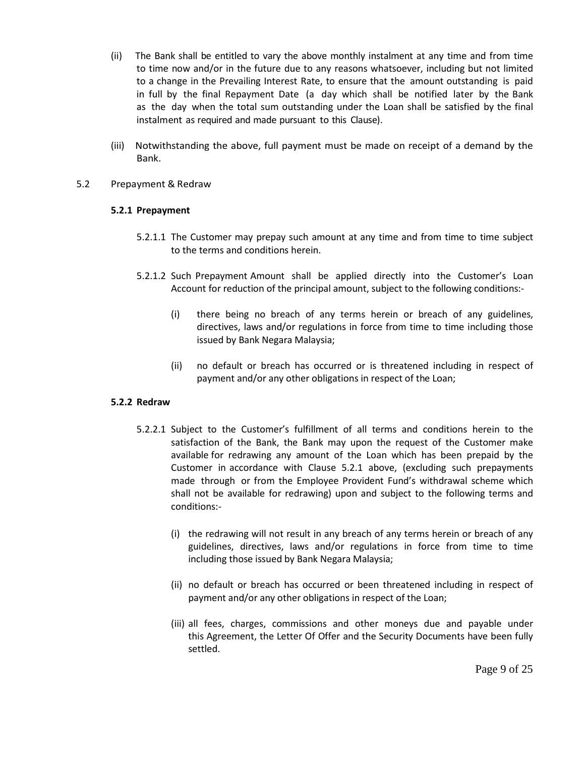(ii) The Bank shall be entitled to vary the above monthly instalment at any time and from time to time now and/or in the future due to any reasons whatsoever, including but not limited to a change in the Prevailing Interest Rate, to ensure that the amount outstanding is paid in full by the final Repayment Date (a day which shall be notified later by the Bank as the day when the total sum outstanding under the Loan shall be satisfied by the final instalment as required and made pursuant to this Clause).

(iii) Notwithstanding the above, full payment must be made on receipt of a demand by the Bank.

5.2 Prepayment & Redraw

**5.2.1 Prepayment**

5.2.1.1 The Customer may prepay such amount at any time and from time to time subject to the terms and conditions herein.

5.2.1.2 Such Prepayment Amount shall be applied directly into the Customer's Loan Account for reduction of the principal amount, subject to the following conditions:-

(i) there being no breach of any terms herein or breach of any guidelines, directives, laws and/or regulations in force from time to time including those issued by Bank Negara Malaysia;

(ii) no default or breach has occurred or is threatened including in respect of payment and/or any other obligations in respect of the Loan;

**5.2.2 Redraw**

5.2.2.1 Subject to the Customer's fulfillment of all terms and conditions herein to the satisfaction of the Bank, the Bank may upon the request of the Customer make available for redrawing any amount of the Loan which has been prepaid by the Customer in accordance with Clause 5.2.1 above, (excluding such prepayments made through or from the Employee Provident Fund's withdrawal scheme which shall not be available for redrawing) upon and subject to the following terms and conditions:-

(i) the redrawing will not result in any breach of any terms herein or breach of any guidelines, directives, laws and/or regulations in force from time to time including those issued by Bank Negara Malaysia;

(ii) no default or breach has occurred or been threatened including in respect of payment and/or any other obligations in respect of the Loan;

(iii) all fees, charges, commissions and other moneys due and payable under this Agreement, the Letter Of Offer and the Security Documents have been fully settled.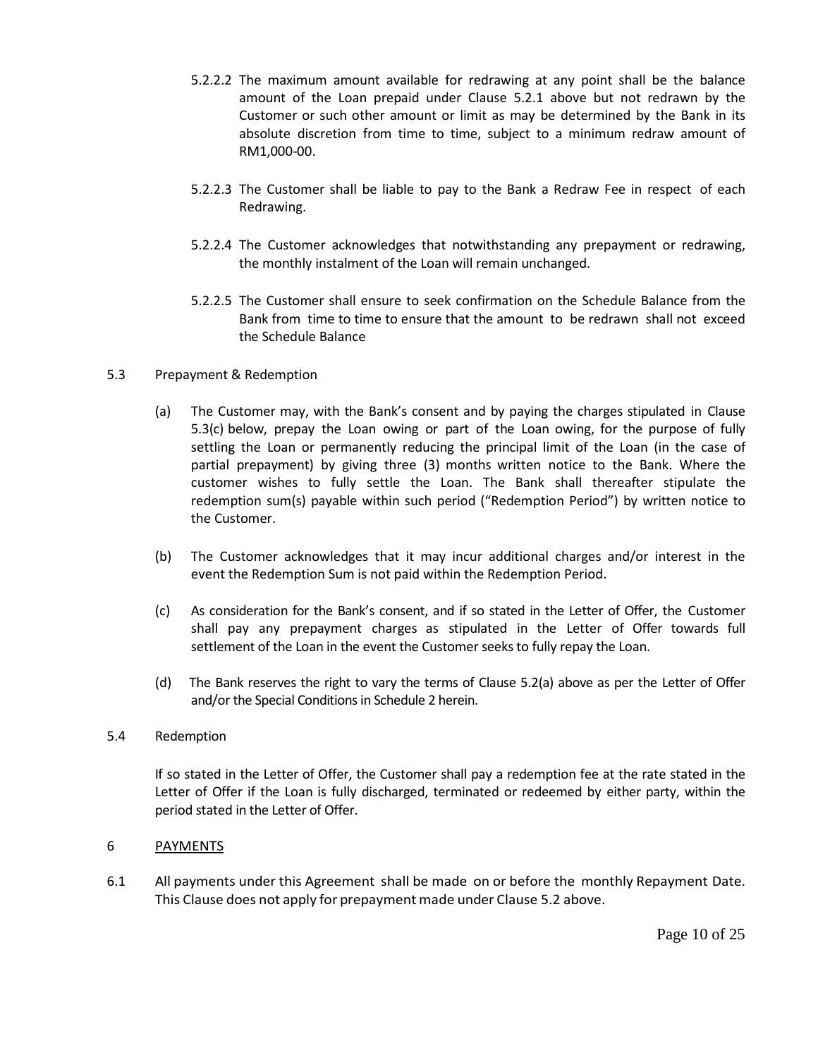5.2.2.2 The maximum amount available for redrawing at any point shall be the balance amount of the Loan prepaid under Clause 5.2.1 above but not redrawn by the Customer or such other amount or limit as may be determined by the Bank in its absolute discretion from time to time, subject to a minimum redraw amount of RM1,000-00.

5.2.2.3 The Customer shall be liable to pay to the Bank a Redraw Fee in respect of each Redrawing.

5.2.2.4 The Customer acknowledges that notwithstanding any prepayment or redrawing, the monthly instalment of the Loan will remain unchanged.

5.2.2.5 The Customer shall ensure to seek confirmation on the Schedule Balance from the Bank from time to time to ensure that the amount to be redrawn shall not exceed the Schedule Balance

5.3 Prepayment & Redemption

(a) The Customer may, with the Bank's consent and by paying the charges stipulated in Clause 5.3(c) below, prepay the Loan owing or part of the Loan owing, for the purpose of fully settling the Loan or permanently reducing the principal limit of the Loan (in the case of partial prepayment) by giving three (3) months written notice to the Bank. Where the customer wishes to fully settle the Loan. The Bank shall thereafter stipulate the redemption sum(s) payable within such period ("Redemption Period") by written notice to the Customer.

(b) The Customer acknowledges that it may incur additional charges and/or interest in the event the Redemption Sum is not paid within the Redemption Period.

(c) As consideration for the Bank's consent, and if so stated in the Letter of Offer, the Customer shall pay any prepayment charges as stipulated in the Letter of Offer towards full settlement of the Loan in the event the Customer seeks to fully repay the Loan.

(d) The Bank reserves the right to vary the terms of Clause 5.2(a) above as per the Letter of Offer and/or the Special Conditions in Schedule 2 herein.

5.4 Redemption

If so stated in the Letter of Offer, the Customer shall pay a redemption fee at the rate stated in the Letter of Offer if the Loan is fully discharged, terminated or redeemed by either party, within the period stated in the Letter of Offer.

6 PAYMENTS

6.1 All payments under this Agreement shall be made on or before the monthly Repayment Date. This Clause does not apply for prepayment made under Clause 5.2 above.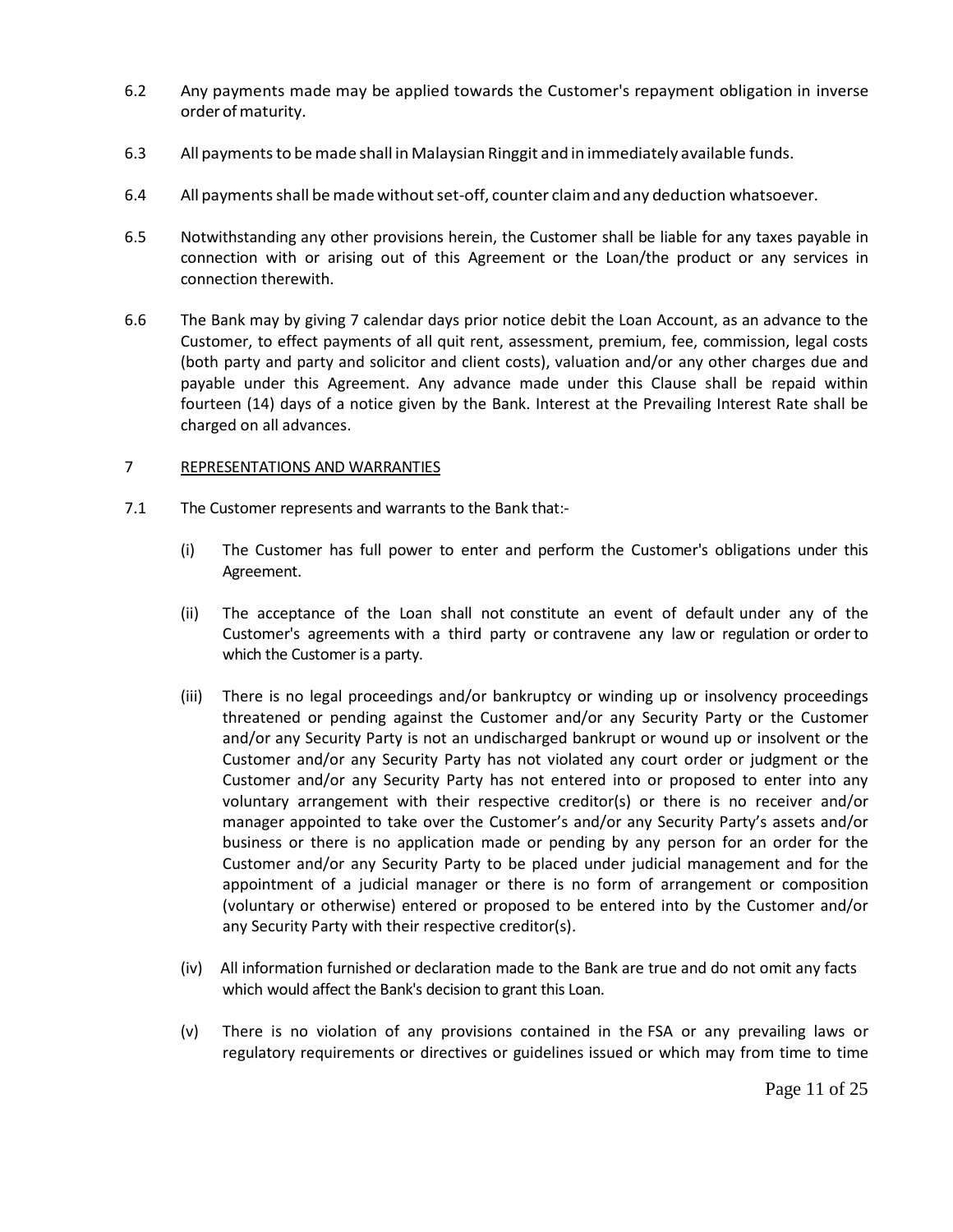6.2 Any payments made may be applied towards the Customer's repayment obligation in inverse order of maturity.

6.3 All payments to be made shall in Malaysian Ringgit and in immediately available funds.

6.4 All payments shall be made without set-off, counter claim and any deduction whatsoever.

6.5 Notwithstanding any other provisions herein, the Customer shall be liable for any taxes payable in connection with or arising out of this Agreement or the Loan/the product or any services in connection therewith.

6.6 The Bank may by giving 7 calendar days prior notice debit the Loan Account, as an advance to the Customer, to effect payments of all quit rent, assessment, premium, fee, commission, legal costs (both party and party and solicitor and client costs), valuation and/or any other charges due and payable under this Agreement. Any advance made under this Clause shall be repaid within fourteen (14) days of a notice given by the Bank. Interest at the Prevailing Interest Rate shall be charged on all advances.

## 7 REPRESENTATIONS AND WARRANTIES

7.1 The Customer represents and warrants to the Bank that:-

(i) The Customer has full power to enter and perform the Customer's obligations under this Agreement.

(ii) The acceptance of the Loan shall not constitute an event of default under any of the Customer's agreements with a third party or contravene any law or regulation or order to which the Customer is a party.

(iii) There is no legal proceedings and/or bankruptcy or winding up or insolvency proceedings threatened or pending against the Customer and/or any Security Party or the Customer and/or any Security Party is not an undischarged bankrupt or wound up or insolvent or the Customer and/or any Security Party has not violated any court order or judgment or the Customer and/or any Security Party has not entered into or proposed to enter into any voluntary arrangement with their respective creditor(s) or there is no receiver and/or manager appointed to take over the Customer's and/or any Security Party's assets and/or business or there is no application made or pending by any person for an order for the Customer and/or any Security Party to be placed under judicial management and for the appointment of a judicial manager or there is no form of arrangement or composition (voluntary or otherwise) entered or proposed to be entered into by the Customer and/or any Security Party with their respective creditor(s).

(iv) All information furnished or declaration made to the Bank are true and do not omit any facts which would affect the Bank's decision to grant this Loan.

(v) There is no violation of any provisions contained in the FSA or any prevailing laws or regulatory requirements or directives or guidelines issued or which may from time to time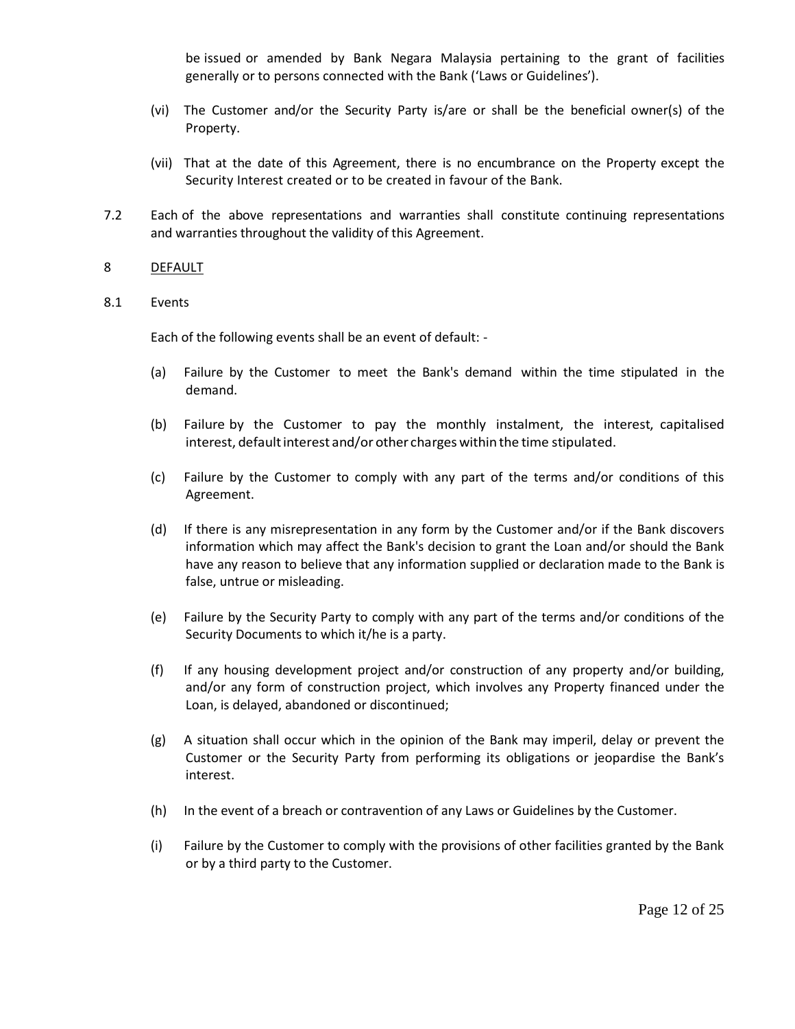be issued or amended by Bank Negara Malaysia pertaining to the grant of facilities generally or to persons connected with the Bank ('Laws or Guidelines').

(vi) The Customer and/or the Security Party is/are or shall be the beneficial owner(s) of the Property.

(vii) That at the date of this Agreement, there is no encumbrance on the Property except the Security Interest created or to be created in favour of the Bank.

7.2 Each of the above representations and warranties shall constitute continuing representations and warranties throughout the validity of this Agreement.

## 8 DEFAULT

8.1 Events

Each of the following events shall be an event of default: -

(a) Failure by the Customer to meet the Bank's demand within the time stipulated in the demand.

(b) Failure by the Customer to pay the monthly instalment, the interest, capitalised interest, default interest and/or other charges within the time stipulated.

(c) Failure by the Customer to comply with any part of the terms and/or conditions of this Agreement.

(d) If there is any misrepresentation in any form by the Customer and/or if the Bank discovers information which may affect the Bank's decision to grant the Loan and/or should the Bank have any reason to believe that any information supplied or declaration made to the Bank is false, untrue or misleading.

(e) Failure by the Security Party to comply with any part of the terms and/or conditions of the Security Documents to which it/he is a party.

(f) If any housing development project and/or construction of any property and/or building, and/or any form of construction project, which involves any Property financed under the Loan, is delayed, abandoned or discontinued;

(g) A situation shall occur which in the opinion of the Bank may imperil, delay or prevent the Customer or the Security Party from performing its obligations or jeopardise the Bank's interest.

(h) In the event of a breach or contravention of any Laws or Guidelines by the Customer.

(i) Failure by the Customer to comply with the provisions of other facilities granted by the Bank or by a third party to the Customer.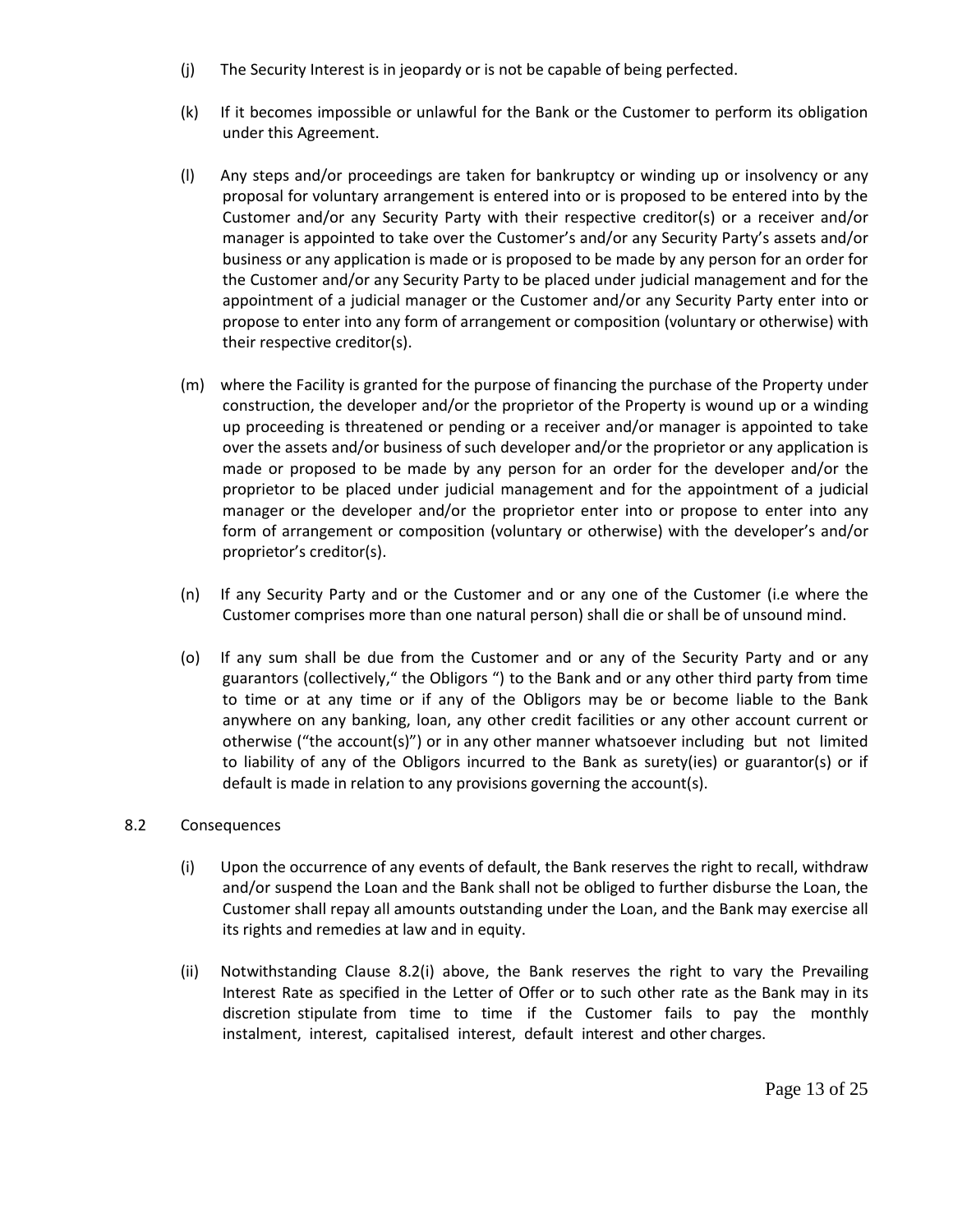(j) The Security Interest is in jeopardy or is not be capable of being perfected.

(k) If it becomes impossible or unlawful for the Bank or the Customer to perform its obligation under this Agreement.

(l) Any steps and/or proceedings are taken for bankruptcy or winding up or insolvency or any proposal for voluntary arrangement is entered into or is proposed to be entered into by the Customer and/or any Security Party with their respective creditor(s) or a receiver and/or manager is appointed to take over the Customer's and/or any Security Party's assets and/or business or any application is made or is proposed to be made by any person for an order for the Customer and/or any Security Party to be placed under judicial management and for the appointment of a judicial manager or the Customer and/or any Security Party enter into or propose to enter into any form of arrangement or composition (voluntary or otherwise) with their respective creditor(s).

(m) where the Facility is granted for the purpose of financing the purchase of the Property under construction, the developer and/or the proprietor of the Property is wound up or a winding up proceeding is threatened or pending or a receiver and/or manager is appointed to take over the assets and/or business of such developer and/or the proprietor or any application is made or proposed to be made by any person for an order for the developer and/or the proprietor to be placed under judicial management and for the appointment of a judicial manager or the developer and/or the proprietor enter into or propose to enter into any form of arrangement or composition (voluntary or otherwise) with the developer's and/or proprietor's creditor(s).

(n) If any Security Party and or the Customer and or any one of the Customer (i.e where the Customer comprises more than one natural person) shall die or shall be of unsound mind.

(o) If any sum shall be due from the Customer and or any of the Security Party and or any guarantors (collectively," the Obligors ") to the Bank and or any other third party from time to time or at any time or if any of the Obligors may be or become liable to the Bank anywhere on any banking, loan, any other credit facilities or any other account current or otherwise ("the account(s)") or in any other manner whatsoever including but not limited to liability of any of the Obligors incurred to the Bank as surety(ies) or guarantor(s) or if default is made in relation to any provisions governing the account(s).

8.2 Consequences

(i) Upon the occurrence of any events of default, the Bank reserves the right to recall, withdraw and/or suspend the Loan and the Bank shall not be obliged to further disburse the Loan, the Customer shall repay all amounts outstanding under the Loan, and the Bank may exercise all its rights and remedies at law and in equity.

(ii) Notwithstanding Clause 8.2(i) above, the Bank reserves the right to vary the Prevailing Interest Rate as specified in the Letter of Offer or to such other rate as the Bank may in its discretion stipulate from time to time if the Customer fails to pay the monthly instalment, interest, capitalised interest, default interest and other charges.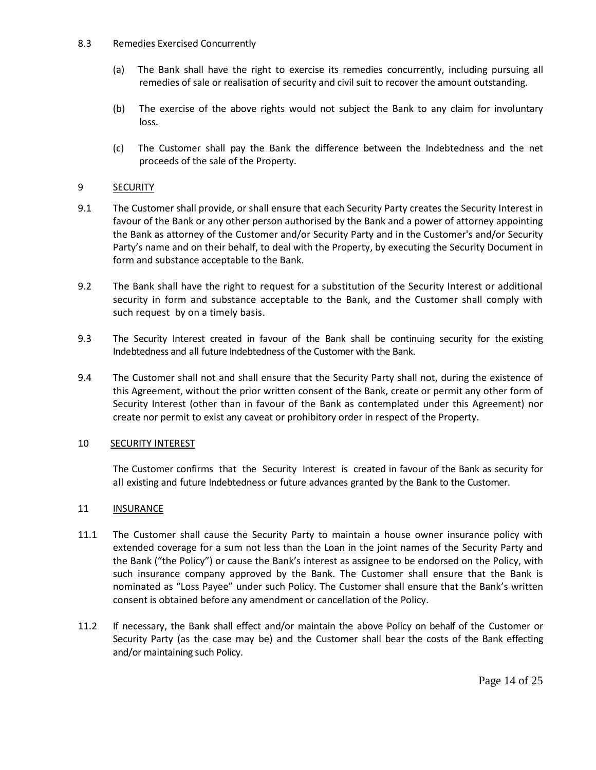8.3 Remedies Exercised Concurrently

(a) The Bank shall have the right to exercise its remedies concurrently, including pursuing all remedies of sale or realisation of security and civil suit to recover the amount outstanding.

(b) The exercise of the above rights would not subject the Bank to any claim for involuntary loss.

(c) The Customer shall pay the Bank the difference between the Indebtedness and the net proceeds of the sale of the Property.

9 <u>SECURITY</u>

9.1 The Customer shall provide, or shall ensure that each Security Party creates the Security Interest in favour of the Bank or any other person authorised by the Bank and a power of attorney appointing the Bank as attorney of the Customer and/or Security Party and in the Customer's and/or Security Party's name and on their behalf, to deal with the Property, by executing the Security Document in form and substance acceptable to the Bank.

9.2 The Bank shall have the right to request for a substitution of the Security Interest or additional security in form and substance acceptable to the Bank, and the Customer shall comply with such request by on a timely basis.

9.3 The Security Interest created in favour of the Bank shall be continuing security for the existing Indebtedness and all future Indebtedness of the Customer with the Bank.

9.4 The Customer shall not and shall ensure that the Security Party shall not, during the existence of this Agreement, without the prior written consent of the Bank, create or permit any other form of Security Interest (other than in favour of the Bank as contemplated under this Agreement) nor create nor permit to exist any caveat or prohibitory order in respect of the Property.

10 <u>SECURITY INTEREST</u>

The Customer confirms that the Security Interest is created in favour of the Bank as security for all existing and future Indebtedness or future advances granted by the Bank to the Customer.

11 <u>INSURANCE</u>

11.1 The Customer shall cause the Security Party to maintain a house owner insurance policy with extended coverage for a sum not less than the Loan in the joint names of the Security Party and the Bank ("the Policy") or cause the Bank's interest as assignee to be endorsed on the Policy, with such insurance company approved by the Bank. The Customer shall ensure that the Bank is nominated as "Loss Payee" under such Policy. The Customer shall ensure that the Bank's written consent is obtained before any amendment or cancellation of the Policy.

11.2 If necessary, the Bank shall effect and/or maintain the above Policy on behalf of the Customer or Security Party (as the case may be) and the Customer shall bear the costs of the Bank effecting and/or maintaining such Policy.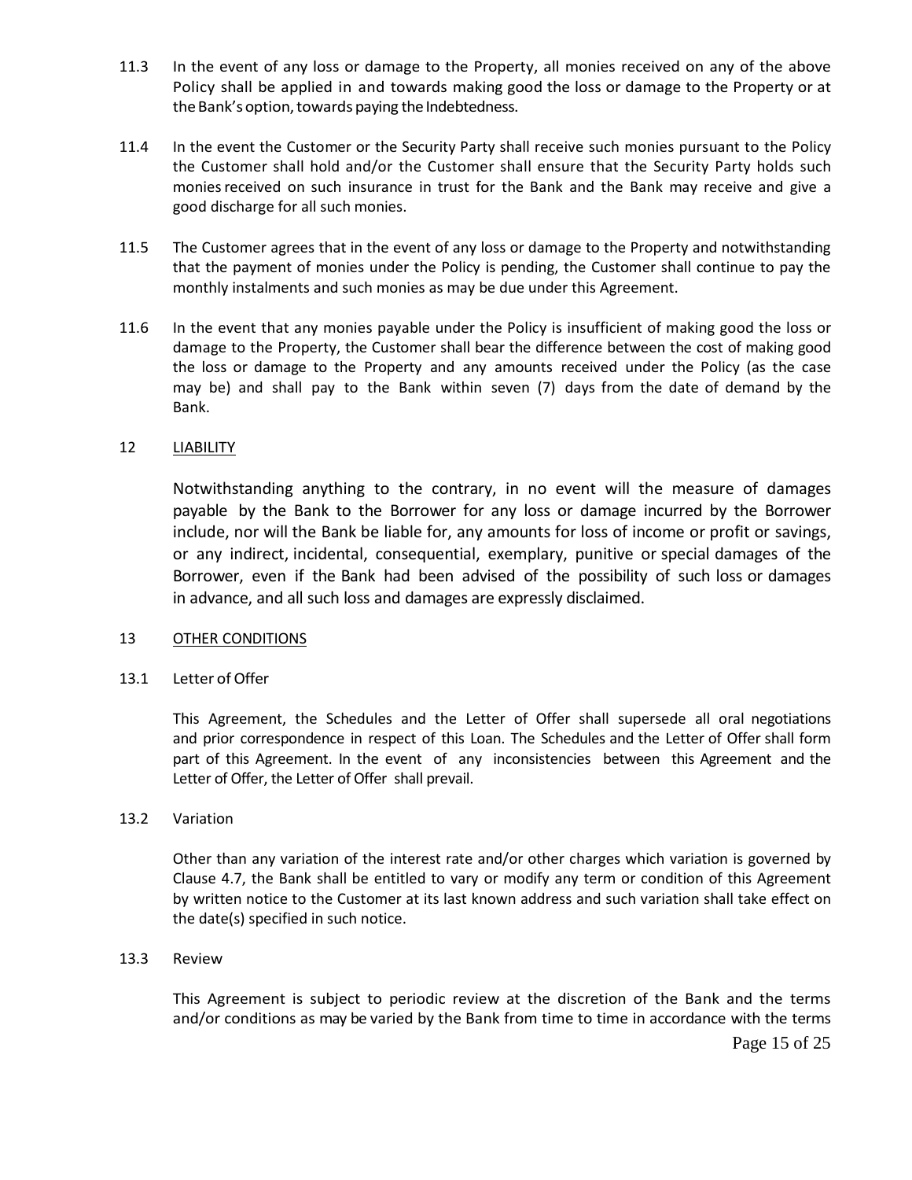11.3 In the event of any loss or damage to the Property, all monies received on any of the above Policy shall be applied in and towards making good the loss or damage to the Property or at the Bank's option, towards paying the Indebtedness.

11.4 In the event the Customer or the Security Party shall receive such monies pursuant to the Policy the Customer shall hold and/or the Customer shall ensure that the Security Party holds such monies received on such insurance in trust for the Bank and the Bank may receive and give a good discharge for all such monies.

11.5 The Customer agrees that in the event of any loss or damage to the Property and notwithstanding that the payment of monies under the Policy is pending, the Customer shall continue to pay the monthly instalments and such monies as may be due under this Agreement.

11.6 In the event that any monies payable under the Policy is insufficient of making good the loss or damage to the Property, the Customer shall bear the difference between the cost of making good the loss or damage to the Property and any amounts received under the Policy (as the case may be) and shall pay to the Bank within seven (7) days from the date of demand by the Bank.

## 12 LIABILITY

Notwithstanding anything to the contrary, in no event will the measure of damages payable by the Bank to the Borrower for any loss or damage incurred by the Borrower include, nor will the Bank be liable for, any amounts for loss of income or profit or savings, or any indirect, incidental, consequential, exemplary, punitive or special damages of the Borrower, even if the Bank had been advised of the possibility of such loss or damages in advance, and all such loss and damages are expressly disclaimed.

## 13 OTHER CONDITIONS

### 13.1 Letter of Offer

This Agreement, the Schedules and the Letter of Offer shall supersede all oral negotiations and prior correspondence in respect of this Loan. The Schedules and the Letter of Offer shall form part of this Agreement. In the event of any inconsistencies between this Agreement and the Letter of Offer, the Letter of Offer shall prevail.

### 13.2 Variation

Other than any variation of the interest rate and/or other charges which variation is governed by Clause 4.7, the Bank shall be entitled to vary or modify any term or condition of this Agreement by written notice to the Customer at its last known address and such variation shall take effect on the date(s) specified in such notice.

### 13.3 Review

This Agreement is subject to periodic review at the discretion of the Bank and the terms and/or conditions as may be varied by the Bank from time to time in accordance with the terms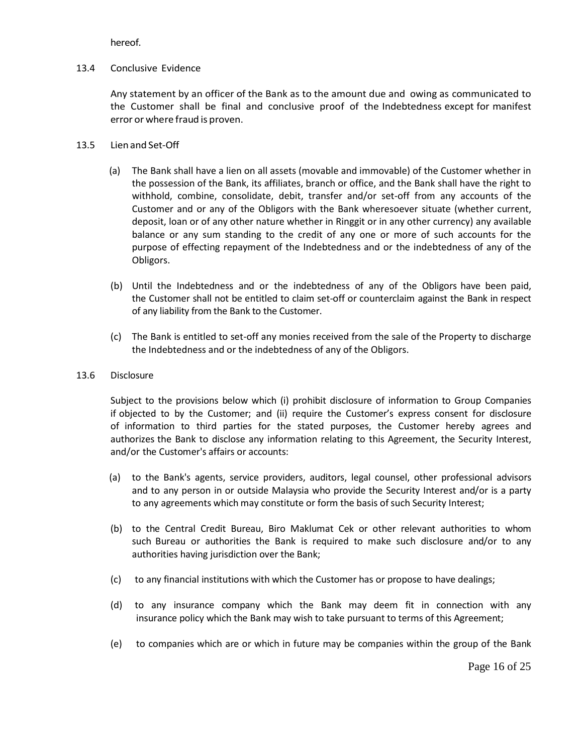hereof.

13.4 Conclusive Evidence

Any statement by an officer of the Bank as to the amount due and owing as communicated to the Customer shall be final and conclusive proof of the Indebtedness except for manifest error or where fraud is proven.

13.5 Lien and Set-Off

(a) The Bank shall have a lien on all assets (movable and immovable) of the Customer whether in the possession of the Bank, its affiliates, branch or office, and the Bank shall have the right to withhold, combine, consolidate, debit, transfer and/or set-off from any accounts of the Customer and or any of the Obligors with the Bank wheresoever situate (whether current, deposit, loan or of any other nature whether in Ringgit or in any other currency) any available balance or any sum standing to the credit of any one or more of such accounts for the purpose of effecting repayment of the Indebtedness and or the indebtedness of any of the Obligors.

(b) Until the Indebtedness and or the indebtedness of any of the Obligors have been paid, the Customer shall not be entitled to claim set-off or counterclaim against the Bank in respect of any liability from the Bank to the Customer.

(c) The Bank is entitled to set-off any monies received from the sale of the Property to discharge the Indebtedness and or the indebtedness of any of the Obligors.

13.6 Disclosure

Subject to the provisions below which (i) prohibit disclosure of information to Group Companies if objected to by the Customer; and (ii) require the Customer's express consent for disclosure of information to third parties for the stated purposes, the Customer hereby agrees and authorizes the Bank to disclose any information relating to this Agreement, the Security Interest, and/or the Customer's affairs or accounts:

(a) to the Bank's agents, service providers, auditors, legal counsel, other professional advisors and to any person in or outside Malaysia who provide the Security Interest and/or is a party to any agreements which may constitute or form the basis of such Security Interest;

(b) to the Central Credit Bureau, Biro Maklumat Cek or other relevant authorities to whom such Bureau or authorities the Bank is required to make such disclosure and/or to any authorities having jurisdiction over the Bank;

(c) to any financial institutions with which the Customer has or propose to have dealings;

(d) to any insurance company which the Bank may deem fit in connection with any insurance policy which the Bank may wish to take pursuant to terms of this Agreement;

(e) to companies which are or which in future may be companies within the group of the Bank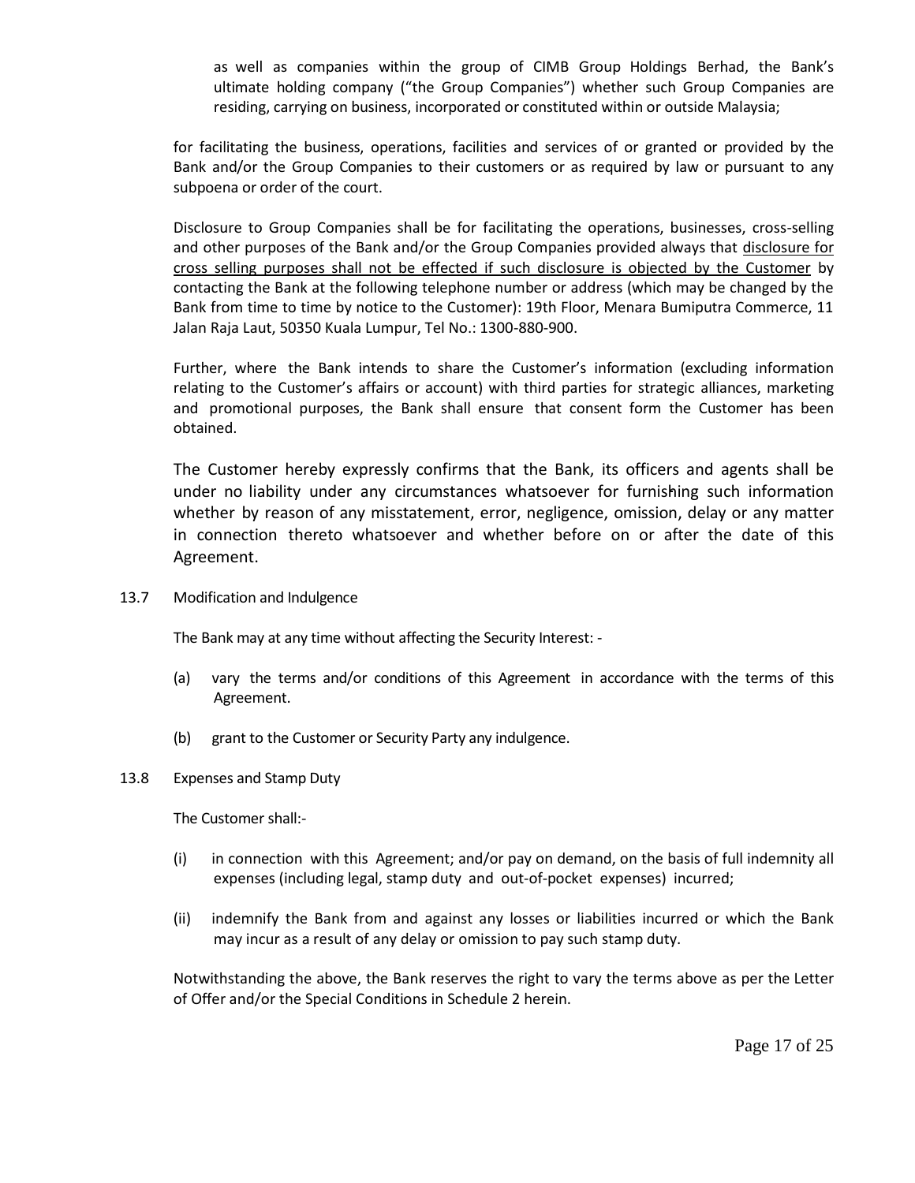as well as companies within the group of CIMB Group Holdings Berhad, the Bank's ultimate holding company ("the Group Companies") whether such Group Companies are residing, carrying on business, incorporated or constituted within or outside Malaysia;

for facilitating the business, operations, facilities and services of or granted or provided by the Bank and/or the Group Companies to their customers or as required by law or pursuant to any subpoena or order of the court.

Disclosure to Group Companies shall be for facilitating the operations, businesses, cross-selling and other purposes of the Bank and/or the Group Companies provided always that <u>disclosure for cross selling purposes shall not be effected if such disclosure is objected by the Customer</u> by contacting the Bank at the following telephone number or address (which may be changed by the Bank from time to time by notice to the Customer): 19th Floor, Menara Bumiputra Commerce, 11 Jalan Raja Laut, 50350 Kuala Lumpur, Tel No.: 1300-880-900.

Further, where the Bank intends to share the Customer's information (excluding information relating to the Customer's affairs or account) with third parties for strategic alliances, marketing and promotional purposes, the Bank shall ensure that consent form the Customer has been obtained.

The Customer hereby expressly confirms that the Bank, its officers and agents shall be under no liability under any circumstances whatsoever for furnishing such information whether by reason of any misstatement, error, negligence, omission, delay or any matter in connection thereto whatsoever and whether before on or after the date of this Agreement.

13.7 Modification and Indulgence

The Bank may at any time without affecting the Security Interest: -

(a) vary the terms and/or conditions of this Agreement in accordance with the terms of this Agreement.

(b) grant to the Customer or Security Party any indulgence.

13.8 Expenses and Stamp Duty

The Customer shall:-

(i) in connection with this Agreement; and/or pay on demand, on the basis of full indemnity all expenses (including legal, stamp duty and out-of-pocket expenses) incurred;

(ii) indemnify the Bank from and against any losses or liabilities incurred or which the Bank may incur as a result of any delay or omission to pay such stamp duty.

Notwithstanding the above, the Bank reserves the right to vary the terms above as per the Letter of Offer and/or the Special Conditions in Schedule 2 herein.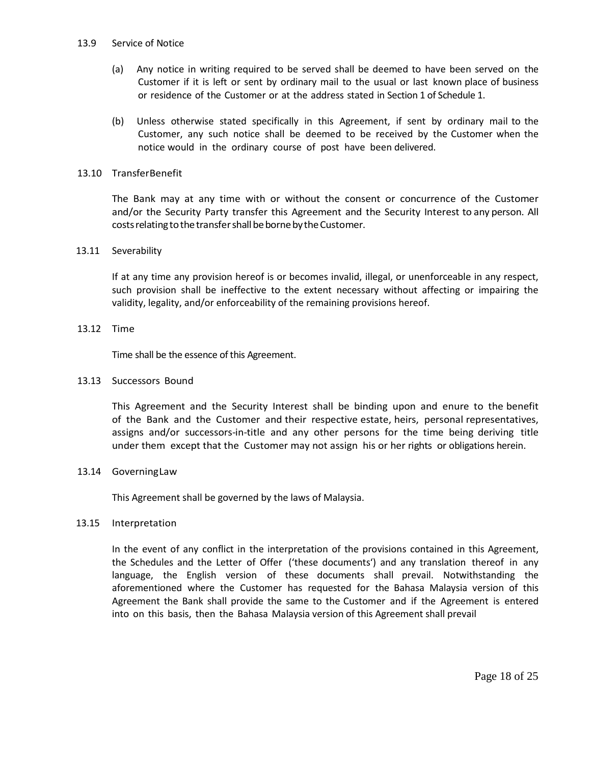13.9 Service of Notice

(a) Any notice in writing required to be served shall be deemed to have been served on the Customer if it is left or sent by ordinary mail to the usual or last known place of business or residence of the Customer or at the address stated in Section 1 of Schedule 1.

(b) Unless otherwise stated specifically in this Agreement, if sent by ordinary mail to the Customer, any such notice shall be deemed to be received by the Customer when the notice would in the ordinary course of post have been delivered.

13.10 TransferBenefit

The Bank may at any time with or without the consent or concurrence of the Customer and/or the Security Party transfer this Agreement and the Security Interest to any person. All costs relating to the transfer shall be borne by the Customer.

13.11 Severability

If at any time any provision hereof is or becomes invalid, illegal, or unenforceable in any respect, such provision shall be ineffective to the extent necessary without affecting or impairing the validity, legality, and/or enforceability of the remaining provisions hereof.

13.12 Time

Time shall be the essence of this Agreement.

13.13 Successors Bound

This Agreement and the Security Interest shall be binding upon and enure to the benefit of the Bank and the Customer and their respective estate, heirs, personal representatives, assigns and/or successors-in-title and any other persons for the time being deriving title under them except that the Customer may not assign his or her rights or obligations herein.

13.14 GoverningLaw

This Agreement shall be governed by the laws of Malaysia.

13.15 Interpretation

In the event of any conflict in the interpretation of the provisions contained in this Agreement, the Schedules and the Letter of Offer ('these documents') and any translation thereof in any language, the English version of these documents shall prevail. Notwithstanding the aforementioned where the Customer has requested for the Bahasa Malaysia version of this Agreement the Bank shall provide the same to the Customer and if the Agreement is entered into on this basis, then the Bahasa Malaysia version of this Agreement shall prevail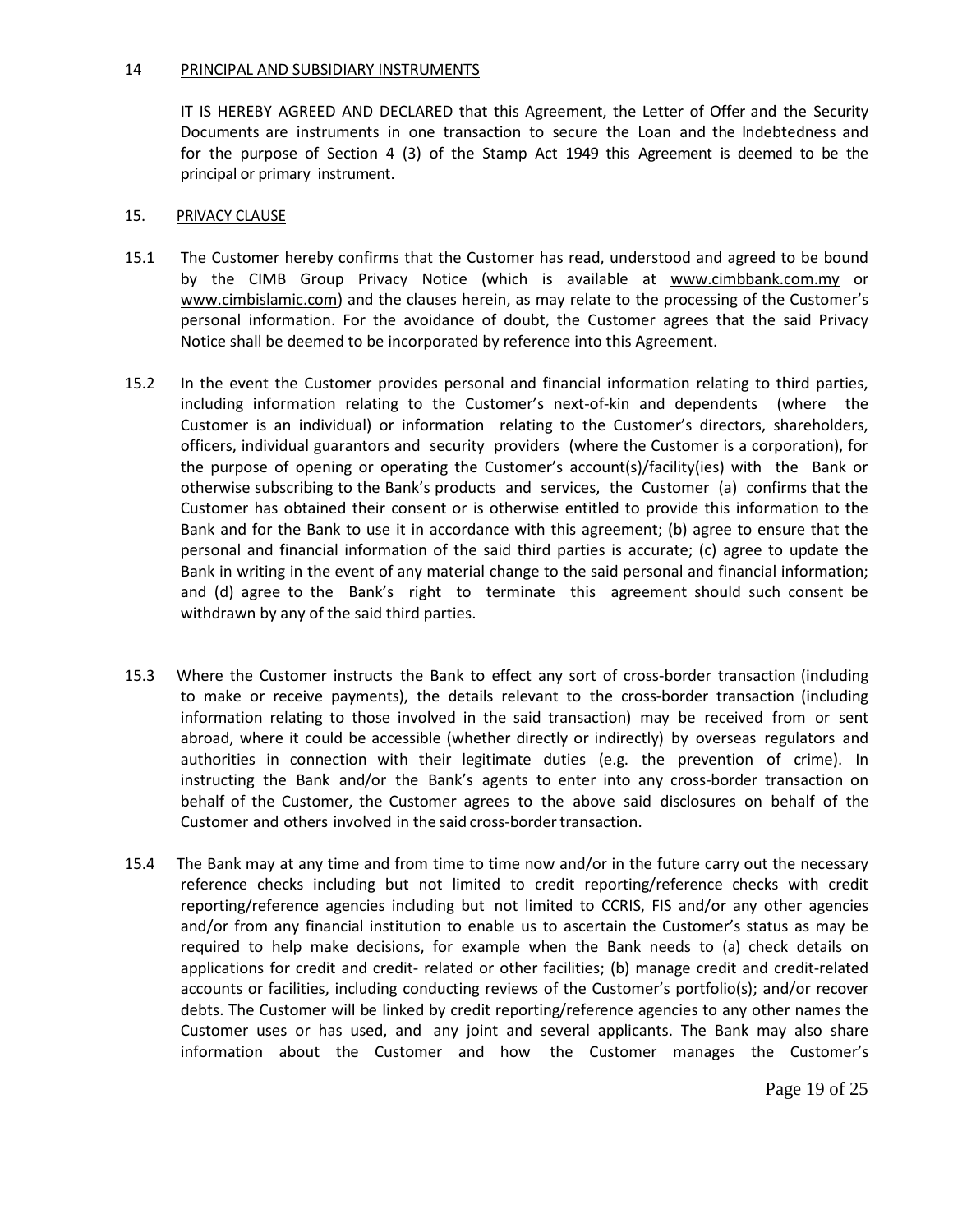## 14 PRINCIPAL AND SUBSIDIARY INSTRUMENTS

IT IS HEREBY AGREED AND DECLARED that this Agreement, the Letter of Offer and the Security Documents are instruments in one transaction to secure the Loan and the Indebtedness and for the purpose of Section 4 (3) of the Stamp Act 1949 this Agreement is deemed to be the principal or primary instrument.

## 15. PRIVACY CLAUSE

15.1 The Customer hereby confirms that the Customer has read, understood and agreed to be bound by the CIMB Group Privacy Notice (which is available at www.cimbbank.com.my or www.cimbislamic.com) and the clauses herein, as may relate to the processing of the Customer's personal information. For the avoidance of doubt, the Customer agrees that the said Privacy Notice shall be deemed to be incorporated by reference into this Agreement.

15.2 In the event the Customer provides personal and financial information relating to third parties, including information relating to the Customer's next-of-kin and dependents (where the Customer is an individual) or information relating to the Customer's directors, shareholders, officers, individual guarantors and security providers (where the Customer is a corporation), for the purpose of opening or operating the Customer's account(s)/facility(ies) with the Bank or otherwise subscribing to the Bank's products and services, the Customer (a) confirms that the Customer has obtained their consent or is otherwise entitled to provide this information to the Bank and for the Bank to use it in accordance with this agreement; (b) agree to ensure that the personal and financial information of the said third parties is accurate; (c) agree to update the Bank in writing in the event of any material change to the said personal and financial information; and (d) agree to the Bank's right to terminate this agreement should such consent be withdrawn by any of the said third parties.

15.3 Where the Customer instructs the Bank to effect any sort of cross-border transaction (including to make or receive payments), the details relevant to the cross-border transaction (including information relating to those involved in the said transaction) may be received from or sent abroad, where it could be accessible (whether directly or indirectly) by overseas regulators and authorities in connection with their legitimate duties (e.g. the prevention of crime). In instructing the Bank and/or the Bank's agents to enter into any cross-border transaction on behalf of the Customer, the Customer agrees to the above said disclosures on behalf of the Customer and others involved in the said cross-border transaction.

15.4 The Bank may at any time and from time to time now and/or in the future carry out the necessary reference checks including but not limited to credit reporting/reference checks with credit reporting/reference agencies including but not limited to CCRIS, FIS and/or any other agencies and/or from any financial institution to enable us to ascertain the Customer's status as may be required to help make decisions, for example when the Bank needs to (a) check details on applications for credit and credit- related or other facilities; (b) manage credit and credit-related accounts or facilities, including conducting reviews of the Customer's portfolio(s); and/or recover debts. The Customer will be linked by credit reporting/reference agencies to any other names the Customer uses or has used, and any joint and several applicants. The Bank may also share information about the Customer and how the Customer manages the Customer's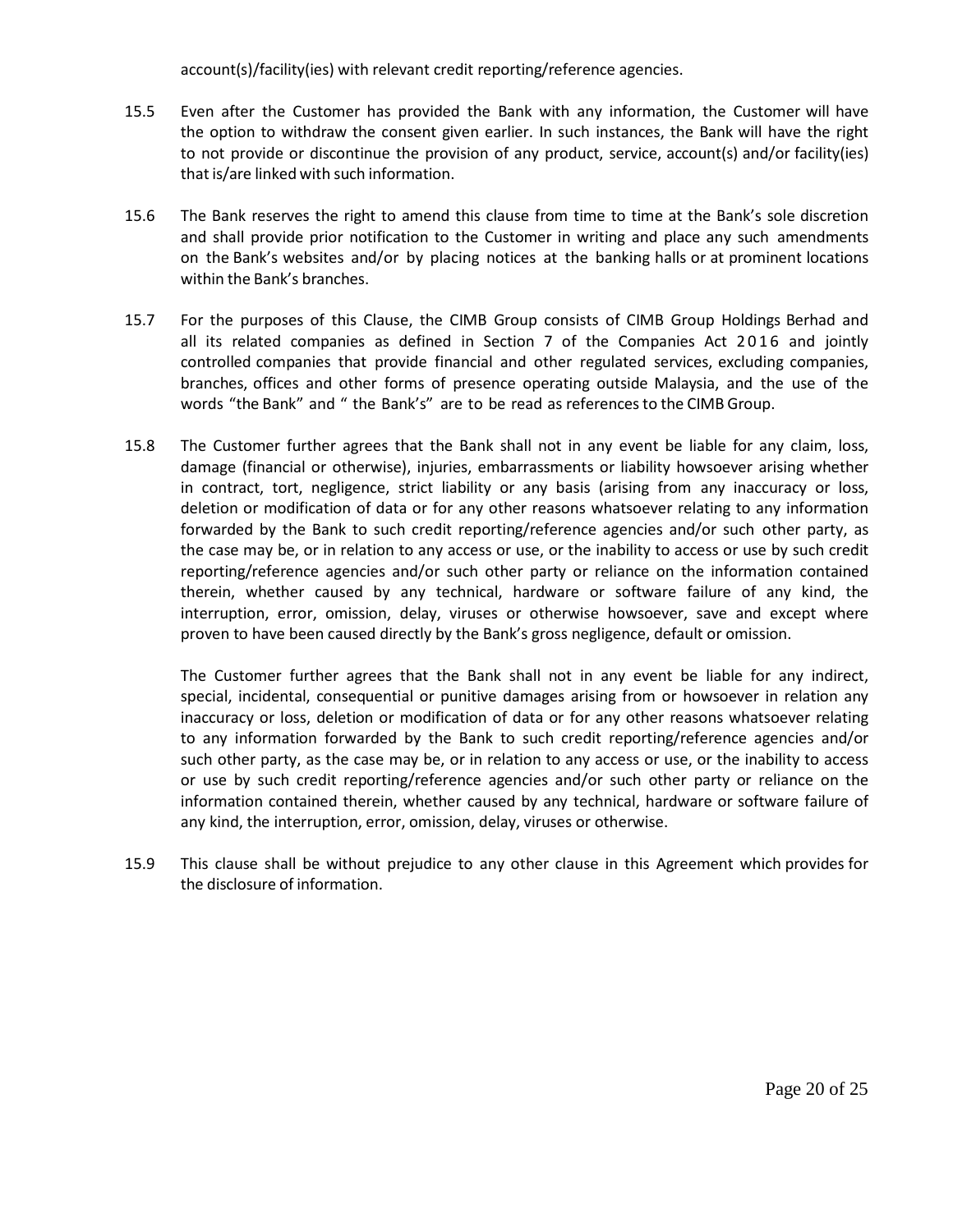account(s)/facility(ies) with relevant credit reporting/reference agencies.

15.5 Even after the Customer has provided the Bank with any information, the Customer will have the option to withdraw the consent given earlier. In such instances, the Bank will have the right to not provide or discontinue the provision of any product, service, account(s) and/or facility(ies) that is/are linked with such information.

15.6 The Bank reserves the right to amend this clause from time to time at the Bank's sole discretion and shall provide prior notification to the Customer in writing and place any such amendments on the Bank's websites and/or by placing notices at the banking halls or at prominent locations within the Bank's branches.

15.7 For the purposes of this Clause, the CIMB Group consists of CIMB Group Holdings Berhad and all its related companies as defined in Section 7 of the Companies Act 2016 and jointly controlled companies that provide financial and other regulated services, excluding companies, branches, offices and other forms of presence operating outside Malaysia, and the use of the words "the Bank" and " the Bank's" are to be read as references to the CIMB Group.

15.8 The Customer further agrees that the Bank shall not in any event be liable for any claim, loss, damage (financial or otherwise), injuries, embarrassments or liability howsoever arising whether in contract, tort, negligence, strict liability or any basis (arising from any inaccuracy or loss, deletion or modification of data or for any other reasons whatsoever relating to any information forwarded by the Bank to such credit reporting/reference agencies and/or such other party, as the case may be, or in relation to any access or use, or the inability to access or use by such credit reporting/reference agencies and/or such other party or reliance on the information contained therein, whether caused by any technical, hardware or software failure of any kind, the interruption, error, omission, delay, viruses or otherwise howsoever, save and except where proven to have been caused directly by the Bank's gross negligence, default or omission.

The Customer further agrees that the Bank shall not in any event be liable for any indirect, special, incidental, consequential or punitive damages arising from or howsoever in relation any inaccuracy or loss, deletion or modification of data or for any other reasons whatsoever relating to any information forwarded by the Bank to such credit reporting/reference agencies and/or such other party, as the case may be, or in relation to any access or use, or the inability to access or use by such credit reporting/reference agencies and/or such other party or reliance on the information contained therein, whether caused by any technical, hardware or software failure of any kind, the interruption, error, omission, delay, viruses or otherwise.

15.9 This clause shall be without prejudice to any other clause in this Agreement which provides for the disclosure of information.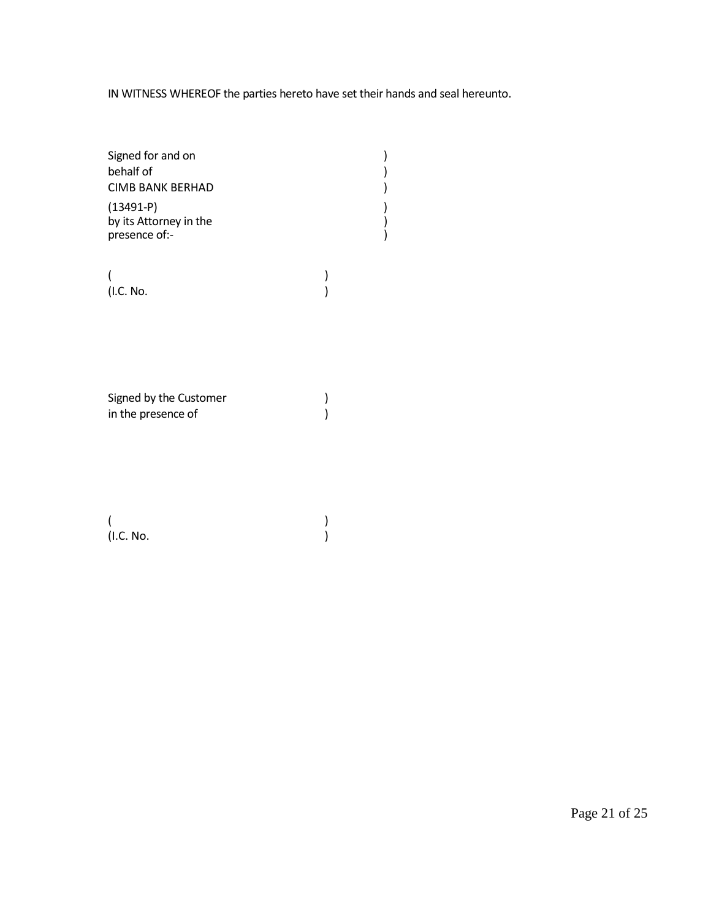IN WITNESS WHEREOF the parties hereto have set their hands and seal hereunto.

Signed for and on )
behalf of )
CIMB BANK BERHAD )
(13491-P) )
by its Attorney in the )
presence of:- )

( )
(I.C. No. )

Signed by the Customer )
in the presence of )

( )
(I.C. No. )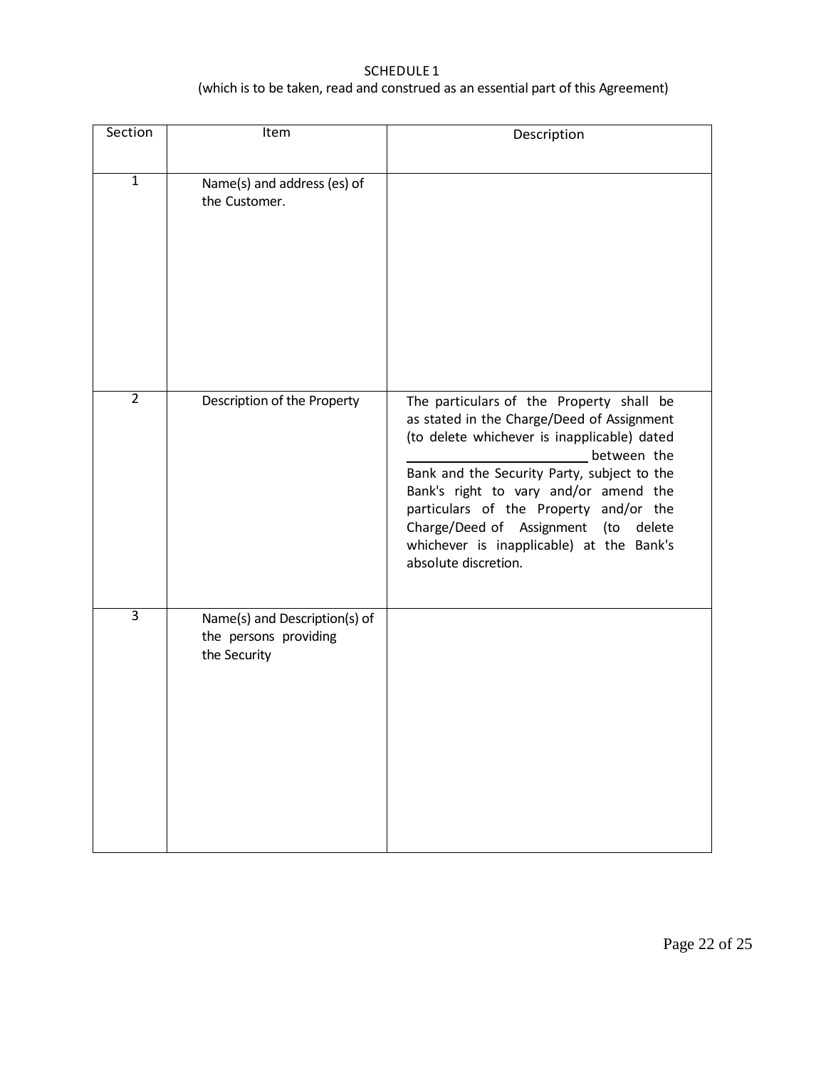SCHEDULE 1

(which is to be taken, read and construed as an essential part of this Agreement)

| Section | Item | Description |
|---|---|---|
| 1 | Name(s) and address (es) of the Customer. | |
| 2 | Description of the Property | The particulars of the Property shall be as stated in the Charge/Deed of Assignment (to delete whichever is inapplicable) dated ______________________ between the Bank and the Security Party, subject to the Bank's right to vary and/or amend the particulars of the Property and/or the Charge/Deed of Assignment (to delete whichever is inapplicable) at the Bank's absolute discretion. |
| 3 | Name(s) and Description(s) of the persons providing the Security | |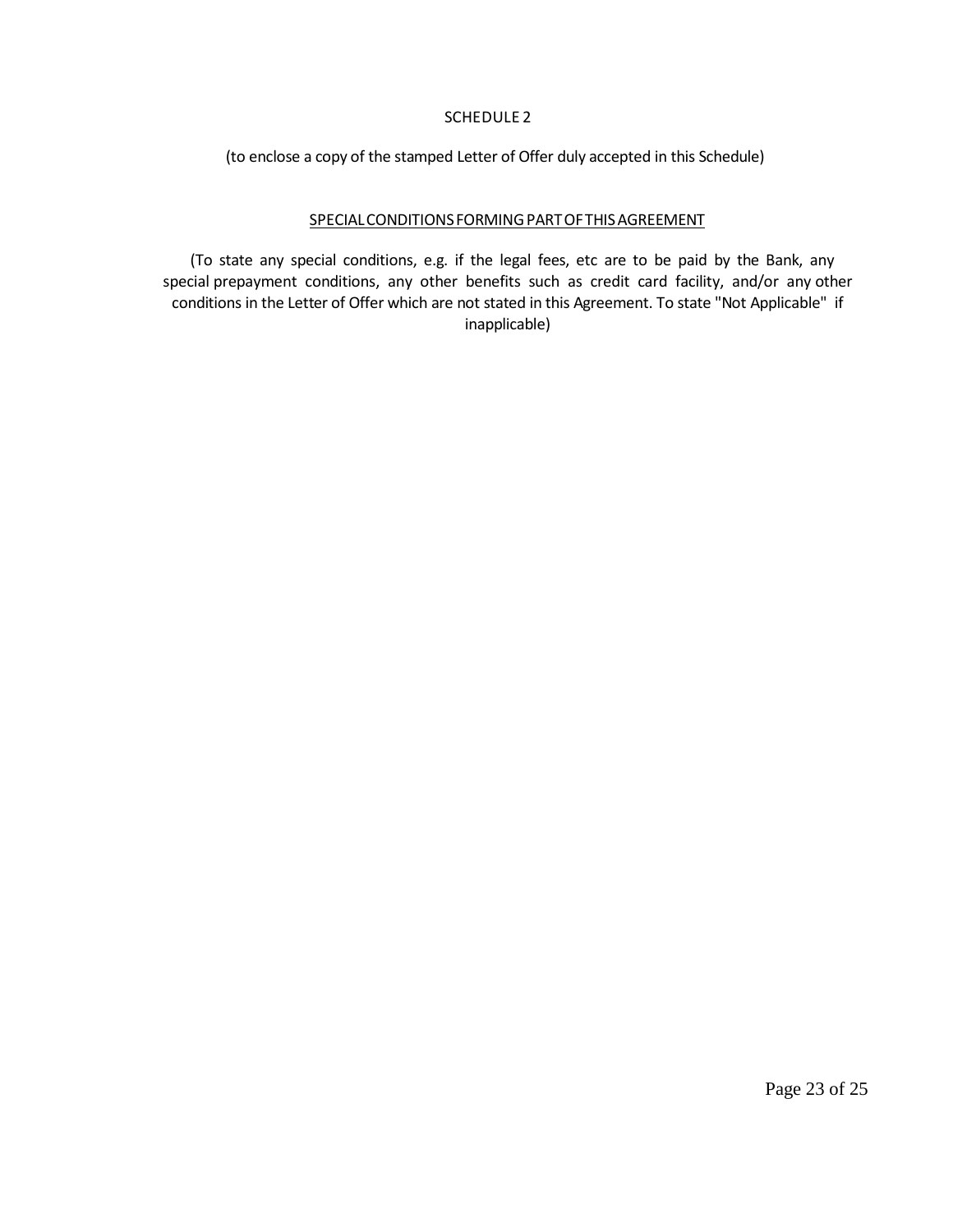# SCHEDULE 2

(to enclose a copy of the stamped Letter of Offer duly accepted in this Schedule)

## SPECIAL CONDITIONS FORMING PART OF THIS AGREEMENT

(To state any special conditions, e.g. if the legal fees, etc are to be paid by the Bank, any special prepayment conditions, any other benefits such as credit card facility, and/or any other conditions in the Letter of Offer which are not stated in this Agreement. To state "Not Applicable" if inapplicable)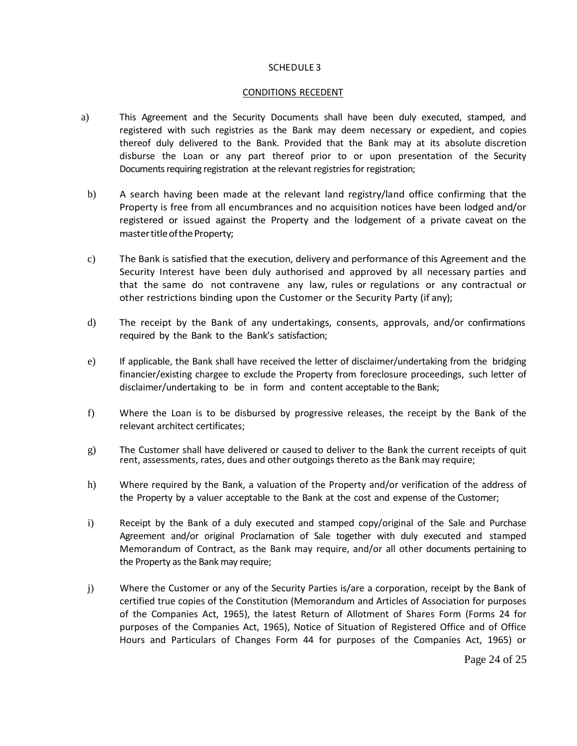SCHEDULE 3

CONDITIONS RECEDENT

a) This Agreement and the Security Documents shall have been duly executed, stamped, and registered with such registries as the Bank may deem necessary or expedient, and copies thereof duly delivered to the Bank. Provided that the Bank may at its absolute discretion disburse the Loan or any part thereof prior to or upon presentation of the Security Documents requiring registration at the relevant registries for registration;

b) A search having been made at the relevant land registry/land office confirming that the Property is free from all encumbrances and no acquisition notices have been lodged and/or registered or issued against the Property and the lodgement of a private caveat on the master title of the Property;

c) The Bank is satisfied that the execution, delivery and performance of this Agreement and the Security Interest have been duly authorised and approved by all necessary parties and that the same do not contravene any law, rules or regulations or any contractual or other restrictions binding upon the Customer or the Security Party (if any);

d) The receipt by the Bank of any undertakings, consents, approvals, and/or confirmations required by the Bank to the Bank's satisfaction;

e) If applicable, the Bank shall have received the letter of disclaimer/undertaking from the bridging financier/existing chargee to exclude the Property from foreclosure proceedings, such letter of disclaimer/undertaking to be in form and content acceptable to the Bank;

f) Where the Loan is to be disbursed by progressive releases, the receipt by the Bank of the relevant architect certificates;

g) The Customer shall have delivered or caused to deliver to the Bank the current receipts of quit rent, assessments, rates, dues and other outgoings thereto as the Bank may require;

h) Where required by the Bank, a valuation of the Property and/or verification of the address of the Property by a valuer acceptable to the Bank at the cost and expense of the Customer;

i) Receipt by the Bank of a duly executed and stamped copy/original of the Sale and Purchase Agreement and/or original Proclamation of Sale together with duly executed and stamped Memorandum of Contract, as the Bank may require, and/or all other documents pertaining to the Property as the Bank may require;

j) Where the Customer or any of the Security Parties is/are a corporation, receipt by the Bank of certified true copies of the Constitution (Memorandum and Articles of Association for purposes of the Companies Act, 1965), the latest Return of Allotment of Shares Form (Forms 24 for purposes of the Companies Act, 1965), Notice of Situation of Registered Office and of Office Hours and Particulars of Changes Form 44 for purposes of the Companies Act, 1965) or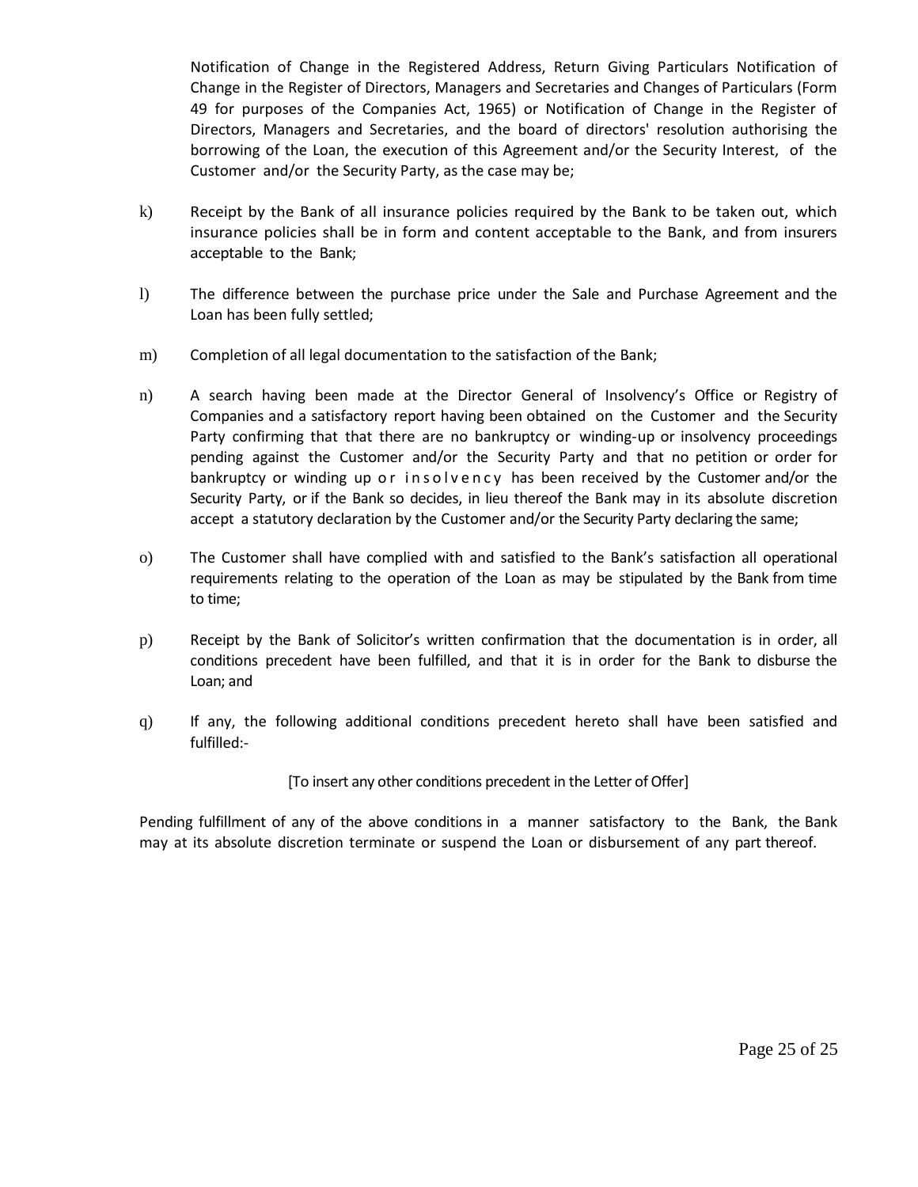Notification of Change in the Registered Address, Return Giving Particulars Notification of Change in the Register of Directors, Managers and Secretaries and Changes of Particulars (Form 49 for purposes of the Companies Act, 1965) or Notification of Change in the Register of Directors, Managers and Secretaries, and the board of directors' resolution authorising the borrowing of the Loan, the execution of this Agreement and/or the Security Interest, of the Customer and/or the Security Party, as the case may be;

k) Receipt by the Bank of all insurance policies required by the Bank to be taken out, which insurance policies shall be in form and content acceptable to the Bank, and from insurers acceptable to the Bank;

l) The difference between the purchase price under the Sale and Purchase Agreement and the Loan has been fully settled;

m) Completion of all legal documentation to the satisfaction of the Bank;

n) A search having been made at the Director General of Insolvency's Office or Registry of Companies and a satisfactory report having been obtained on the Customer and the Security Party confirming that that there are no bankruptcy or winding-up or insolvency proceedings pending against the Customer and/or the Security Party and that no petition or order for bankruptcy or winding up or insolvency has been received by the Customer and/or the Security Party, or if the Bank so decides, in lieu thereof the Bank may in its absolute discretion accept a statutory declaration by the Customer and/or the Security Party declaring the same;

o) The Customer shall have complied with and satisfied to the Bank's satisfaction all operational requirements relating to the operation of the Loan as may be stipulated by the Bank from time to time;

p) Receipt by the Bank of Solicitor's written confirmation that the documentation is in order, all conditions precedent have been fulfilled, and that it is in order for the Bank to disburse the Loan; and

q) If any, the following additional conditions precedent hereto shall have been satisfied and fulfilled:-

[To insert any other conditions precedent in the Letter of Offer]

Pending fulfillment of any of the above conditions in a manner satisfactory to the Bank, the Bank may at its absolute discretion terminate or suspend the Loan or disbursement of any part thereof.